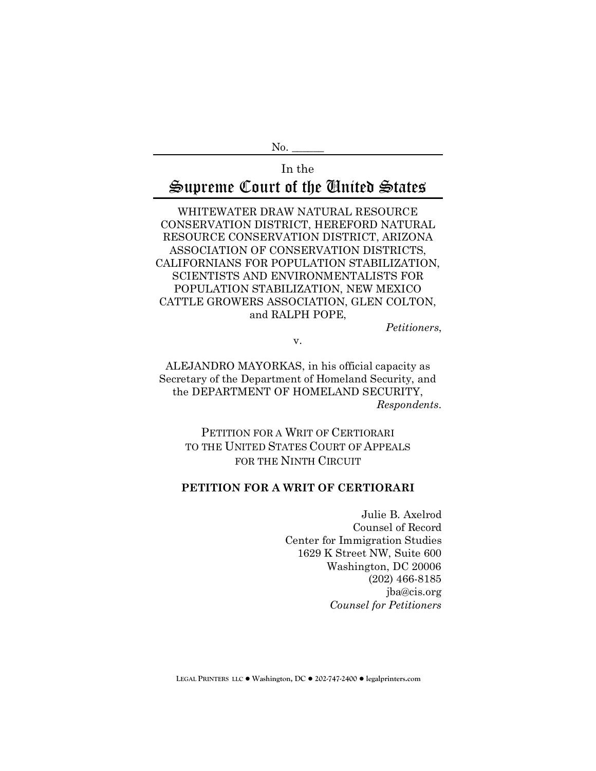No. ______

In the

# Supreme Court of the United States

WHITEWATER DRAW NATURAL RESOURCE CONSERVATION DISTRICT, HEREFORD NATURAL RESOURCE CONSERVATION DISTRICT, ARIZONA ASSOCIATION OF CONSERVATION DISTRICTS, CALIFORNIANS FOR POPULATION STABILIZATION, SCIENTISTS AND ENVIRONMENTALISTS FOR POPULATION STABILIZATION, NEW MEXICO CATTLE GROWERS ASSOCIATION, GLEN COLTON, and RALPH POPE,

*Petitioners*,

v.

ALEJANDRO MAYORKAS, in his official capacity as Secretary of the Department of Homeland Security, and the DEPARTMENT OF HOMELAND SECURITY,

*Respondents*.

PETITION FOR A WRIT OF CERTIORARI TO THE UNITED STATES COURT OF APPEALS FOR THE NINTH CIRCUIT

**PETITION FOR A WRIT OF CERTIORARI**

Julie B. Axelrod
Counsel of Record
Center for Immigration Studies
1629 K Street NW, Suite 600
Washington, DC 20006
(202) 466-8185
jba@cis.org
*Counsel for Petitioners*

LEGAL PRINTERS LLC ● Washington, DC ● 202-747-2400 ● legalprinters.com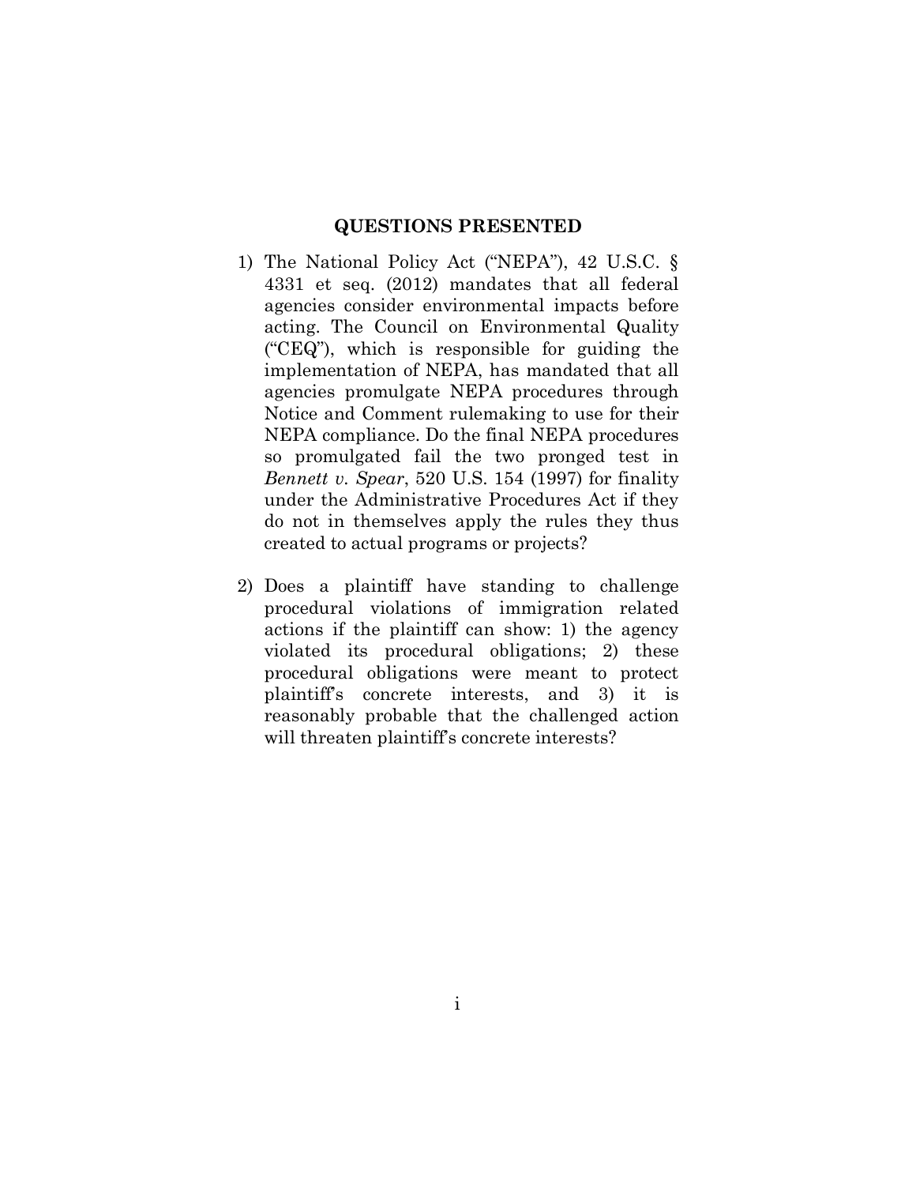## QUESTIONS PRESENTED

1) The National Policy Act ("NEPA"), 42 U.S.C. § 4331 et seq. (2012) mandates that all federal agencies consider environmental impacts before acting. The Council on Environmental Quality ("CEQ"), which is responsible for guiding the implementation of NEPA, has mandated that all agencies promulgate NEPA procedures through Notice and Comment rulemaking to use for their NEPA compliance. Do the final NEPA procedures so promulgated fail the two pronged test in *Bennett v. Spear*, 520 U.S. 154 (1997) for finality under the Administrative Procedures Act if they do not in themselves apply the rules they thus created to actual programs or projects?

2) Does a plaintiff have standing to challenge procedural violations of immigration related actions if the plaintiff can show: 1) the agency violated its procedural obligations; 2) these procedural obligations were meant to protect plaintiff's concrete interests, and 3) it is reasonably probable that the challenged action will threaten plaintiff's concrete interests?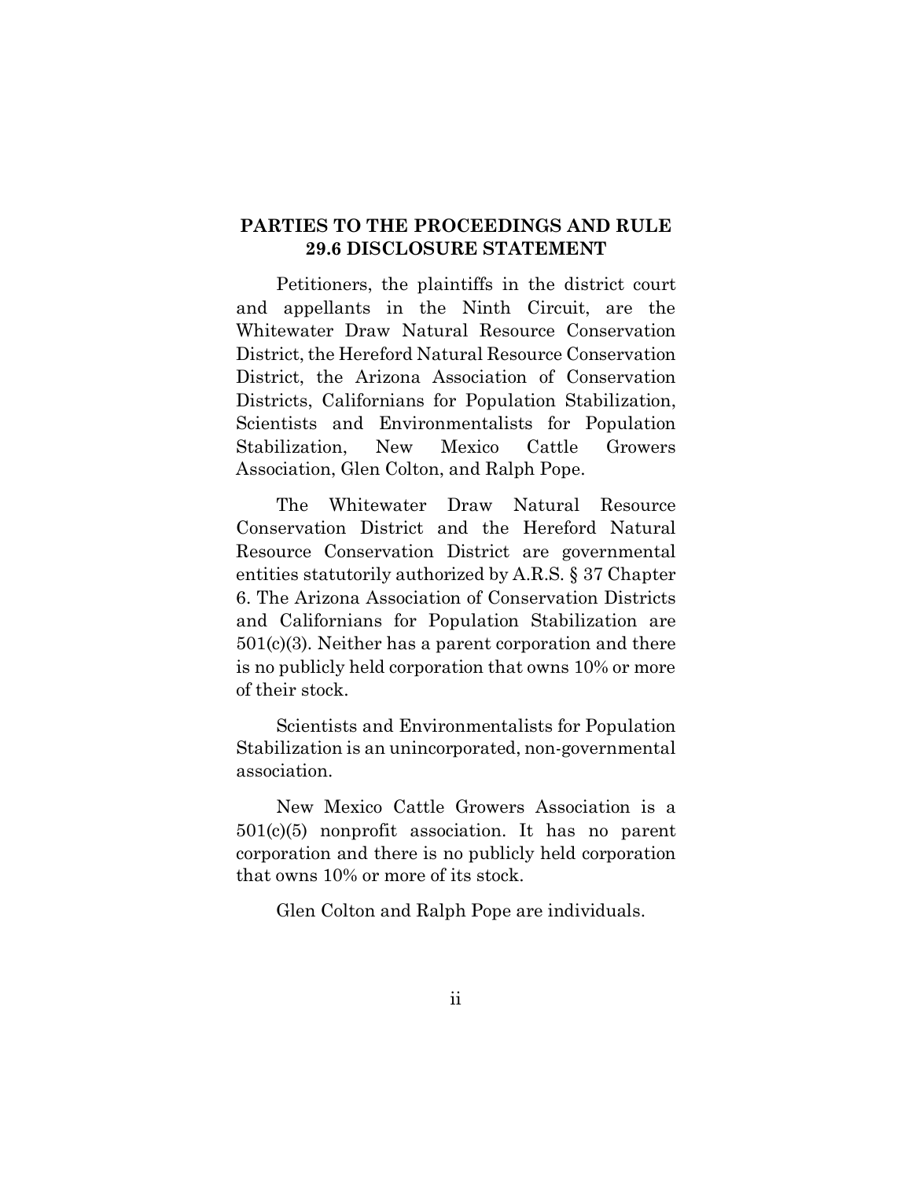## PARTIES TO THE PROCEEDINGS AND RULE 29.6 DISCLOSURE STATEMENT

Petitioners, the plaintiffs in the district court and appellants in the Ninth Circuit, are the Whitewater Draw Natural Resource Conservation District, the Hereford Natural Resource Conservation District, the Arizona Association of Conservation Districts, Californians for Population Stabilization, Scientists and Environmentalists for Population Stabilization, New Mexico Cattle Growers Association, Glen Colton, and Ralph Pope.

The Whitewater Draw Natural Resource Conservation District and the Hereford Natural Resource Conservation District are governmental entities statutorily authorized by A.R.S. § 37 Chapter 6. The Arizona Association of Conservation Districts and Californians for Population Stabilization are 501(c)(3). Neither has a parent corporation and there is no publicly held corporation that owns 10% or more of their stock.

Scientists and Environmentalists for Population Stabilization is an unincorporated, non-governmental association.

New Mexico Cattle Growers Association is a 501(c)(5) nonprofit association. It has no parent corporation and there is no publicly held corporation that owns 10% or more of its stock.

Glen Colton and Ralph Pope are individuals.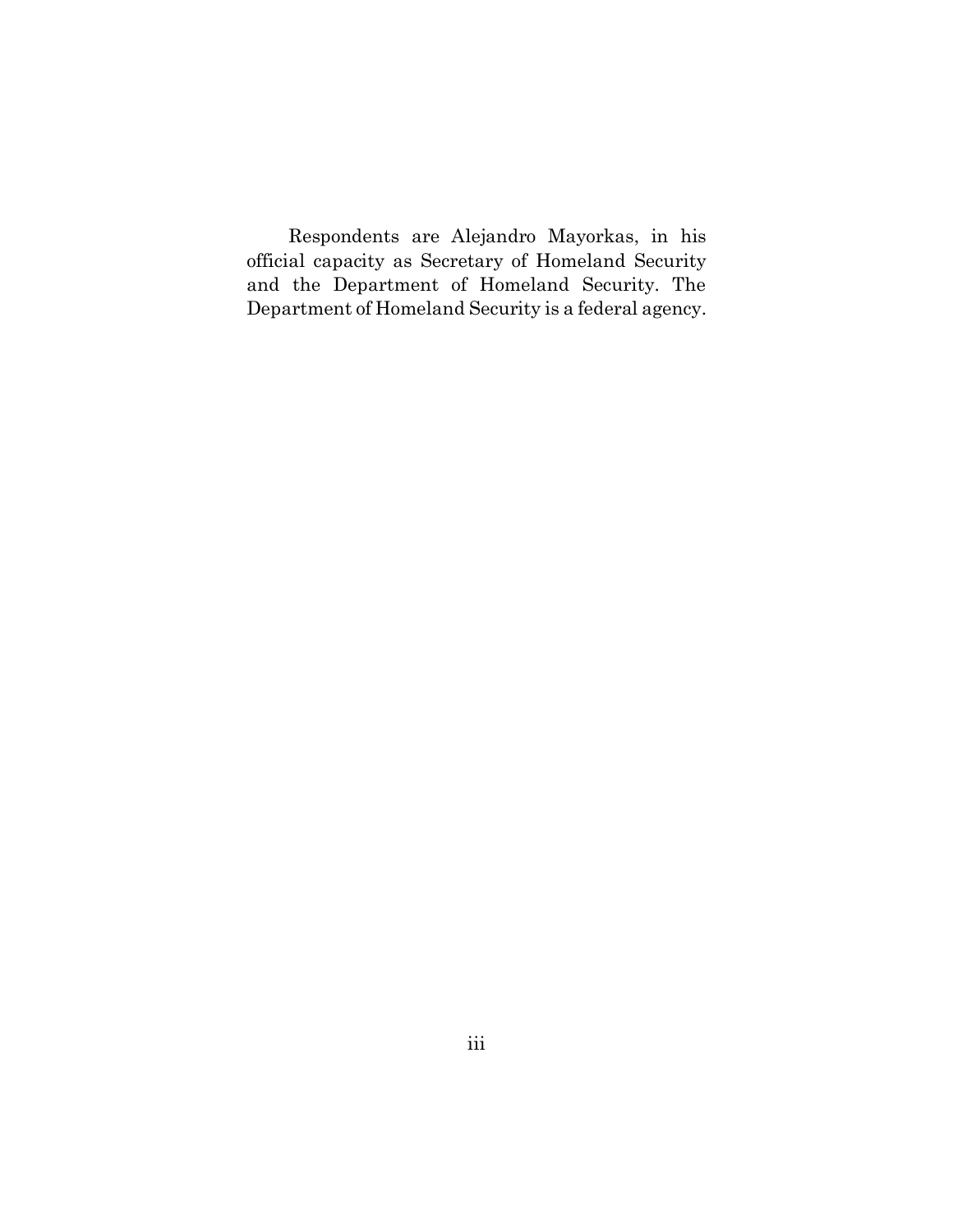Respondents are Alejandro Mayorkas, in his official capacity as Secretary of Homeland Security and the Department of Homeland Security. The Department of Homeland Security is a federal agency.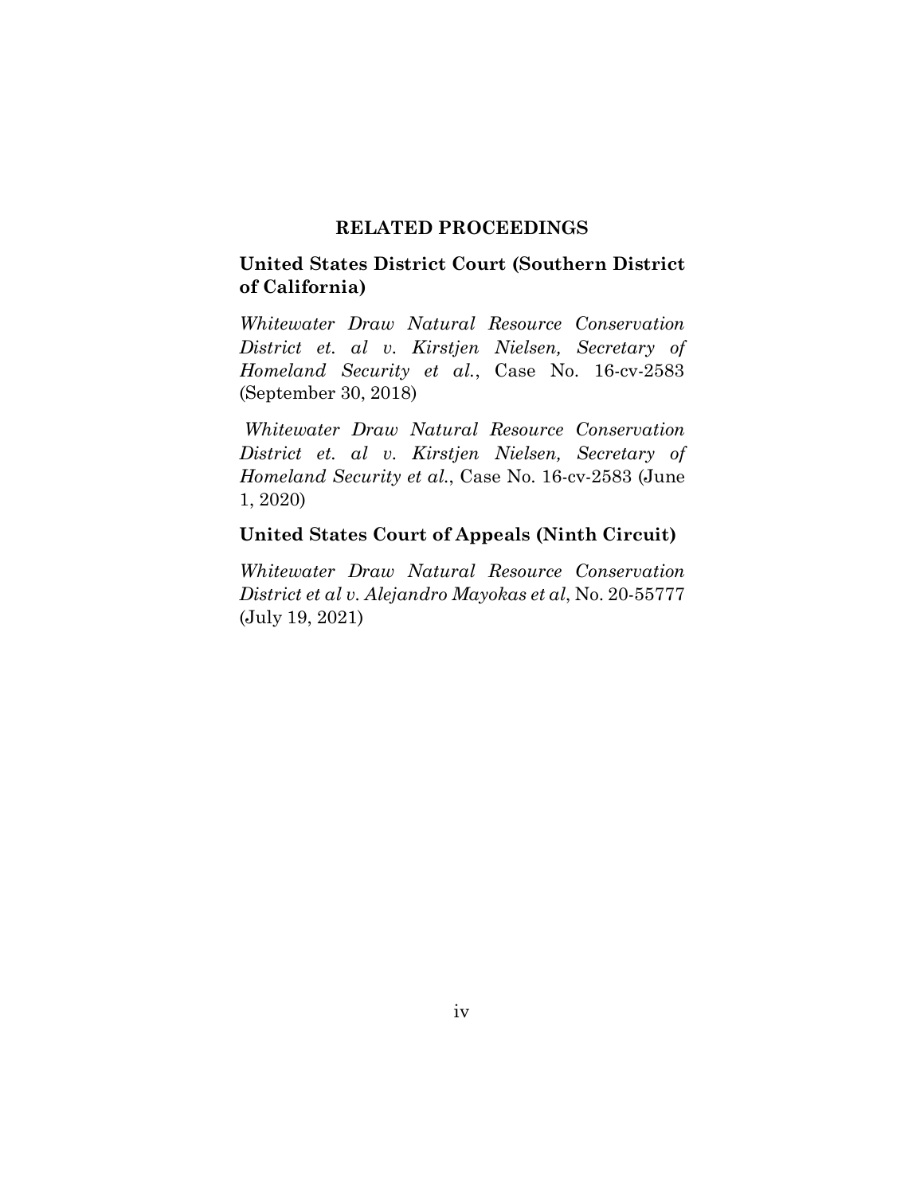## RELATED PROCEEDINGS

### United States District Court (Southern District of California)

*Whitewater Draw Natural Resource Conservation District et. al v. Kirstjen Nielsen, Secretary of Homeland Security et al.*, Case No. 16-cv-2583 (September 30, 2018)

*Whitewater Draw Natural Resource Conservation District et. al v. Kirstjen Nielsen, Secretary of Homeland Security et al.*, Case No. 16-cv-2583 (June 1, 2020)

### United States Court of Appeals (Ninth Circuit)

*Whitewater Draw Natural Resource Conservation District et al v. Alejandro Mayokas et al*, No. 20-55777 (July 19, 2021)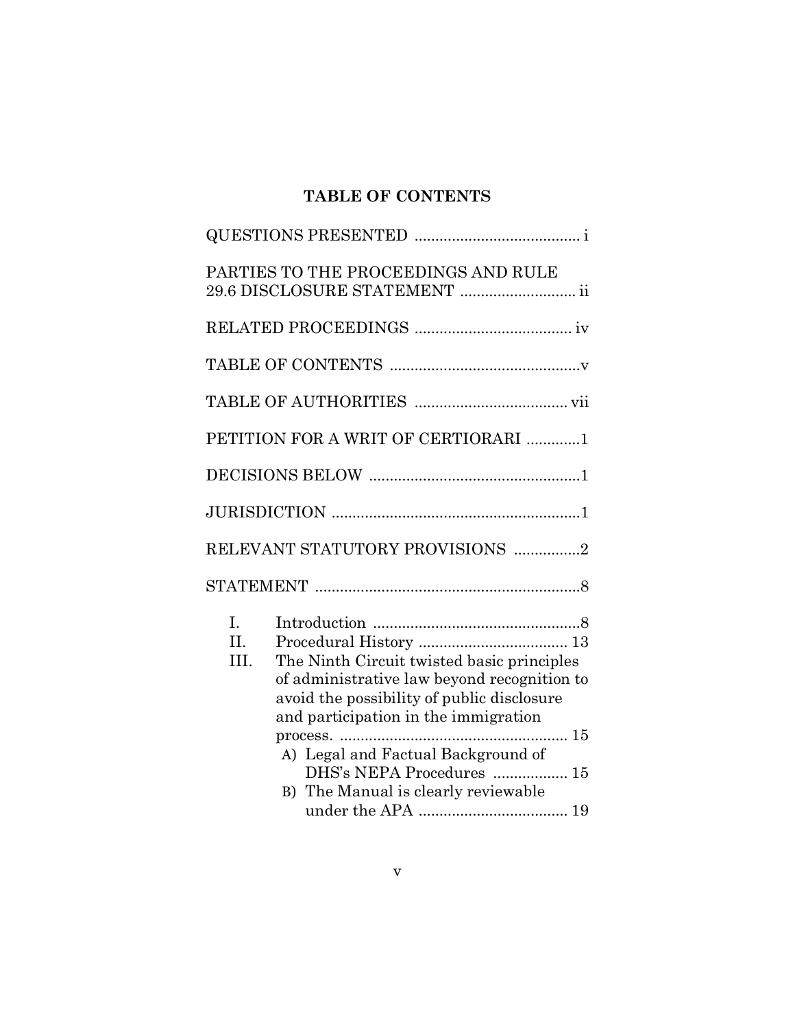## TABLE OF CONTENTS

QUESTIONS PRESENTED ........................................ i

PARTIES TO THE PROCEEDINGS AND RULE 29.6 DISCLOSURE STATEMENT ............................ ii

RELATED PROCEEDINGS ...................................... iv

TABLE OF CONTENTS ..............................................v

TABLE OF AUTHORITIES ..................................... vii

PETITION FOR A WRIT OF CERTIORARI .............1

DECISIONS BELOW ...................................................1

JURISDICTION ............................................................1

RELEVANT STATUTORY PROVISIONS ................2

STATEMENT ................................................................8

I. Introduction ..................................................8
II. Procedural History .................................... 13
III. The Ninth Circuit twisted basic principles of administrative law beyond recognition to avoid the possibility of public disclosure and participation in the immigration process. ....................................................... 15
   A) Legal and Factual Background of DHS's NEPA Procedures .................. 15
   B) The Manual is clearly reviewable under the APA .................................... 19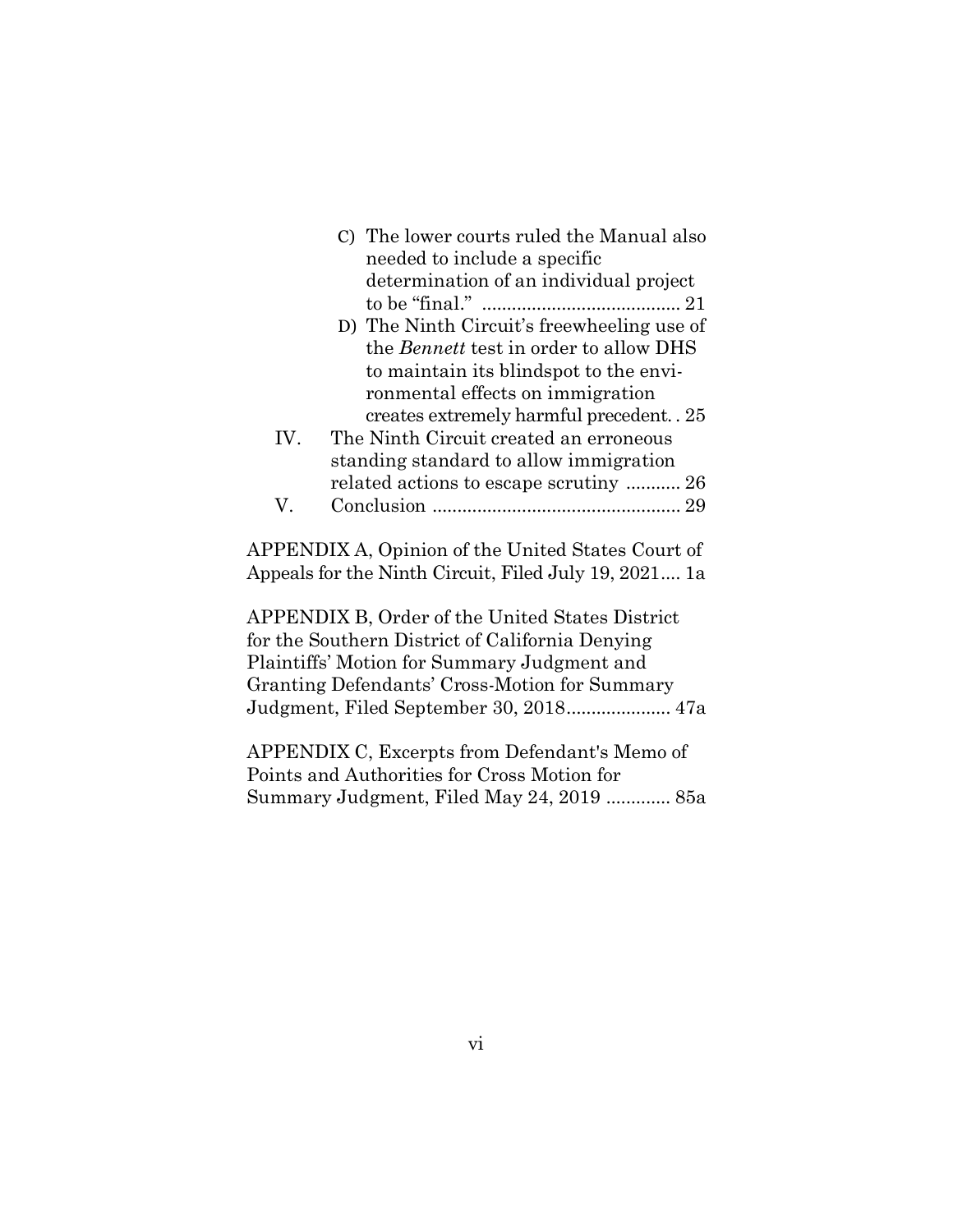C) The lower courts ruled the Manual also needed to include a specific determination of an individual project to be "final." ........................................ 21

D) The Ninth Circuit's freewheeling use of the *Bennett* test in order to allow DHS to maintain its blindspot to the environmental effects on immigration creates extremely harmful precedent. . 25

IV. The Ninth Circuit created an erroneous standing standard to allow immigration related actions to escape scrutiny ........... 26

V. Conclusion .................................................. 29

APPENDIX A, Opinion of the United States Court of Appeals for the Ninth Circuit, Filed July 19, 2021.... 1a

APPENDIX B, Order of the United States District for the Southern District of California Denying Plaintiffs' Motion for Summary Judgment and Granting Defendants' Cross-Motion for Summary Judgment, Filed September 30, 2018..................... 47a

APPENDIX C, Excerpts from Defendant's Memo of Points and Authorities for Cross Motion for Summary Judgment, Filed May 24, 2019 ............. 85a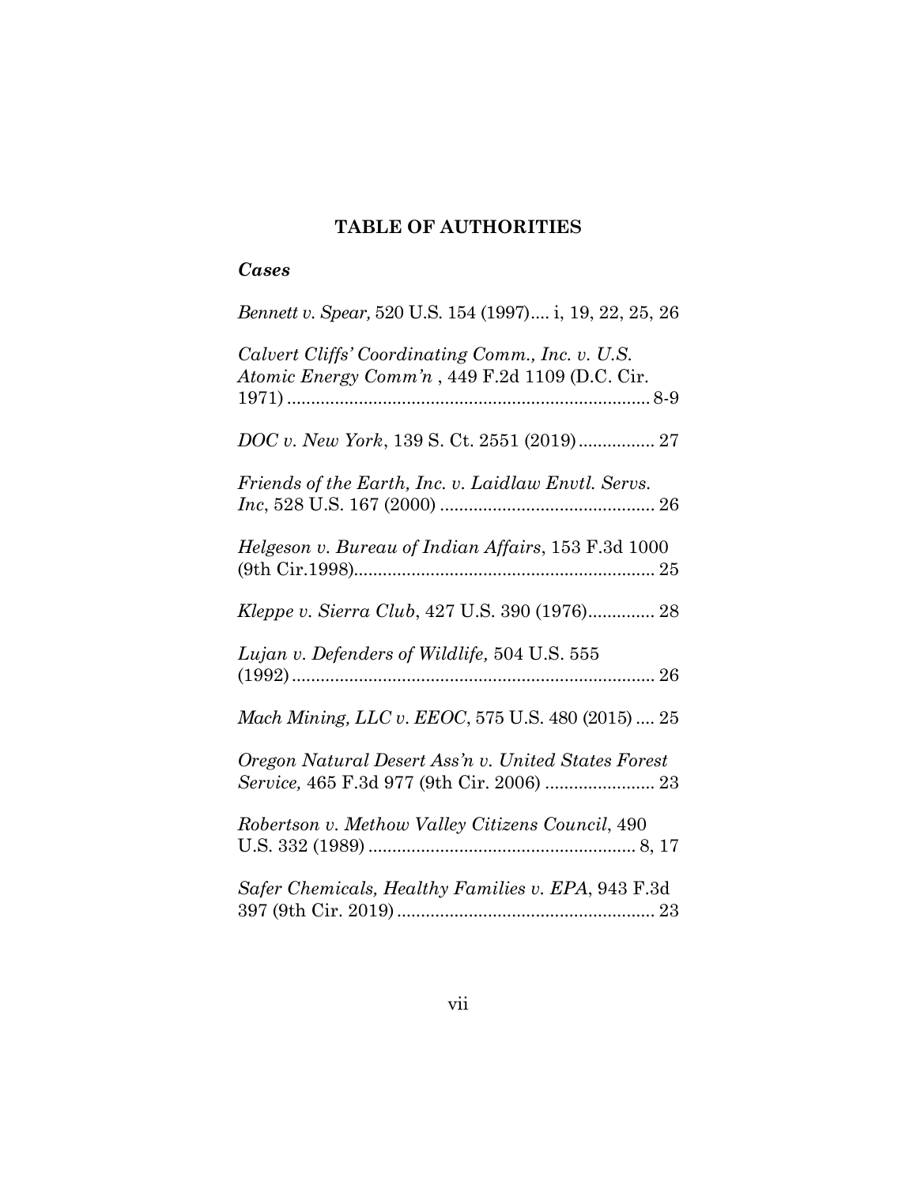## TABLE OF AUTHORITIES

### *Cases*

*Bennett v. Spear,* 520 U.S. 154 (1997).... i, 19, 22, 25, 26

*Calvert Cliffs' Coordinating Comm., Inc. v. U.S. Atomic Energy Comm'n* , 449 F.2d 1109 (D.C. Cir. 1971) ............................................................................ 8-9

*DOC v. New York*, 139 S. Ct. 2551 (2019)................ 27

*Friends of the Earth, Inc. v. Laidlaw Envtl. Servs. Inc*, 528 U.S. 167 (2000) ............................................. 26

*Helgeson v. Bureau of Indian Affairs*, 153 F.3d 1000 (9th Cir.1998)............................................................... 25

*Kleppe v. Sierra Club*, 427 U.S. 390 (1976).............. 28

*Lujan v. Defenders of Wildlife,* 504 U.S. 555 (1992)............................................................................ 26

*Mach Mining, LLC v. EEOC*, 575 U.S. 480 (2015) .... 25

*Oregon Natural Desert Ass'n v. United States Forest Service,* 465 F.3d 977 (9th Cir. 2006) ....................... 23

*Robertson v. Methow Valley Citizens Council*, 490 U.S. 332 (1989) ........................................................ 8, 17

*Safer Chemicals, Healthy Families v. EPA*, 943 F.3d 397 (9th Cir. 2019) ...................................................... 23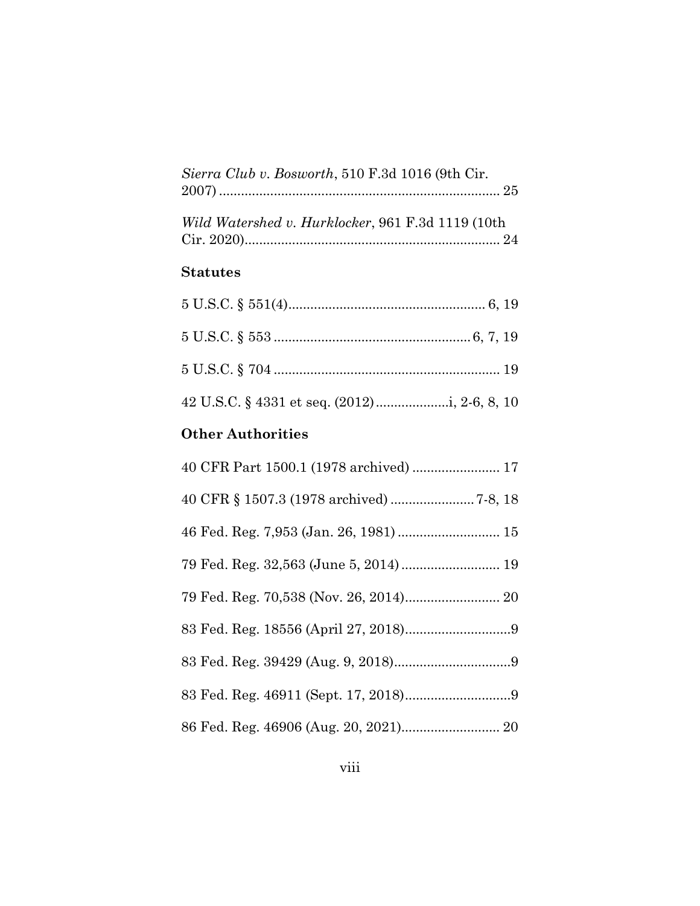*Sierra Club v. Bosworth*, 510 F.3d 1016 (9th Cir. 2007) .............................................................................. 25

*Wild Watershed v. Hurklocker*, 961 F.3d 1119 (10th Cir. 2020)...................................................................... 24

### Statutes

5 U.S.C. § 551(4)...................................................... 6, 19

5 U.S.C. § 553 ..................................................... 6, 7, 19

5 U.S.C. § 704 .............................................................. 19

42 U.S.C. § 4331 et seq. (2012) ....................i, 2-6, 8, 10

### Other Authorities

40 CFR Part 1500.1 (1978 archived) ........................ 17

40 CFR § 1507.3 (1978 archived) ....................... 7-8, 18

46 Fed. Reg. 7,953 (Jan. 26, 1981) ............................ 15

79 Fed. Reg. 32,563 (June 5, 2014) ........................... 19

79 Fed. Reg. 70,538 (Nov. 26, 2014).......................... 20

83 Fed. Reg. 18556 (April 27, 2018).............................9

83 Fed. Reg. 39429 (Aug. 9, 2018)................................9

83 Fed. Reg. 46911 (Sept. 17, 2018).............................9

86 Fed. Reg. 46906 (Aug. 20, 2021)........................... 20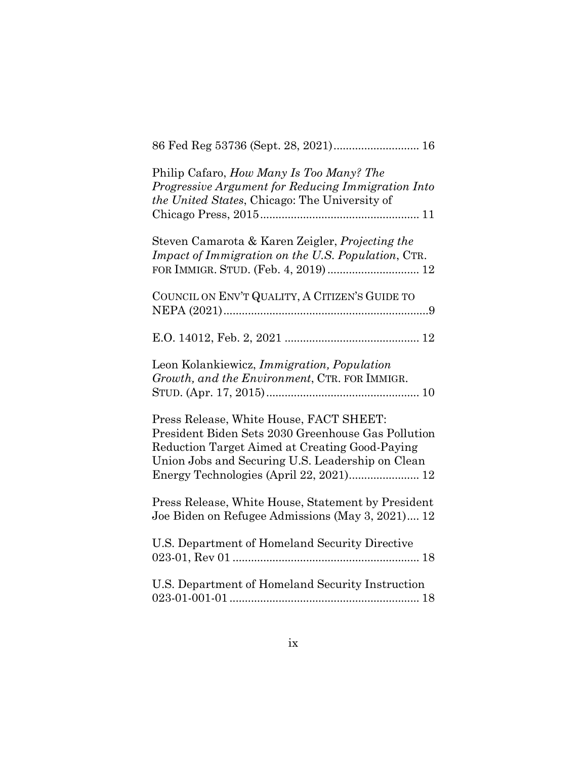86 Fed Reg 53736 (Sept. 28, 2021)............................ 16

Philip Cafaro, *How Many Is Too Many? The Progressive Argument for Reducing Immigration Into the United States*, Chicago: The University of Chicago Press, 2015.................................................... 11

Steven Camarota & Karen Zeigler, *Projecting the Impact of Immigration on the U.S. Population*, CTR. FOR IMMIGR. STUD. (Feb. 4, 2019).............................. 12

COUNCIL ON ENV'T QUALITY, A CITIZEN'S GUIDE TO NEPA (2021)...................................................................9

E.O. 14012, Feb. 2, 2021 ............................................ 12

Leon Kolankiewicz, *Immigration, Population Growth, and the Environment*, CTR. FOR IMMIGR. STUD. (Apr. 17, 2015).................................................. 10

Press Release, White House, FACT SHEET: President Biden Sets 2030 Greenhouse Gas Pollution Reduction Target Aimed at Creating Good-Paying Union Jobs and Securing U.S. Leadership on Clean Energy Technologies (April 22, 2021)....................... 12

Press Release, White House, Statement by President Joe Biden on Refugee Admissions (May 3, 2021).... 12

U.S. Department of Homeland Security Directive 023-01, Rev 01 ............................................................. 18

U.S. Department of Homeland Security Instruction 023-01-001-01.............................................................. 18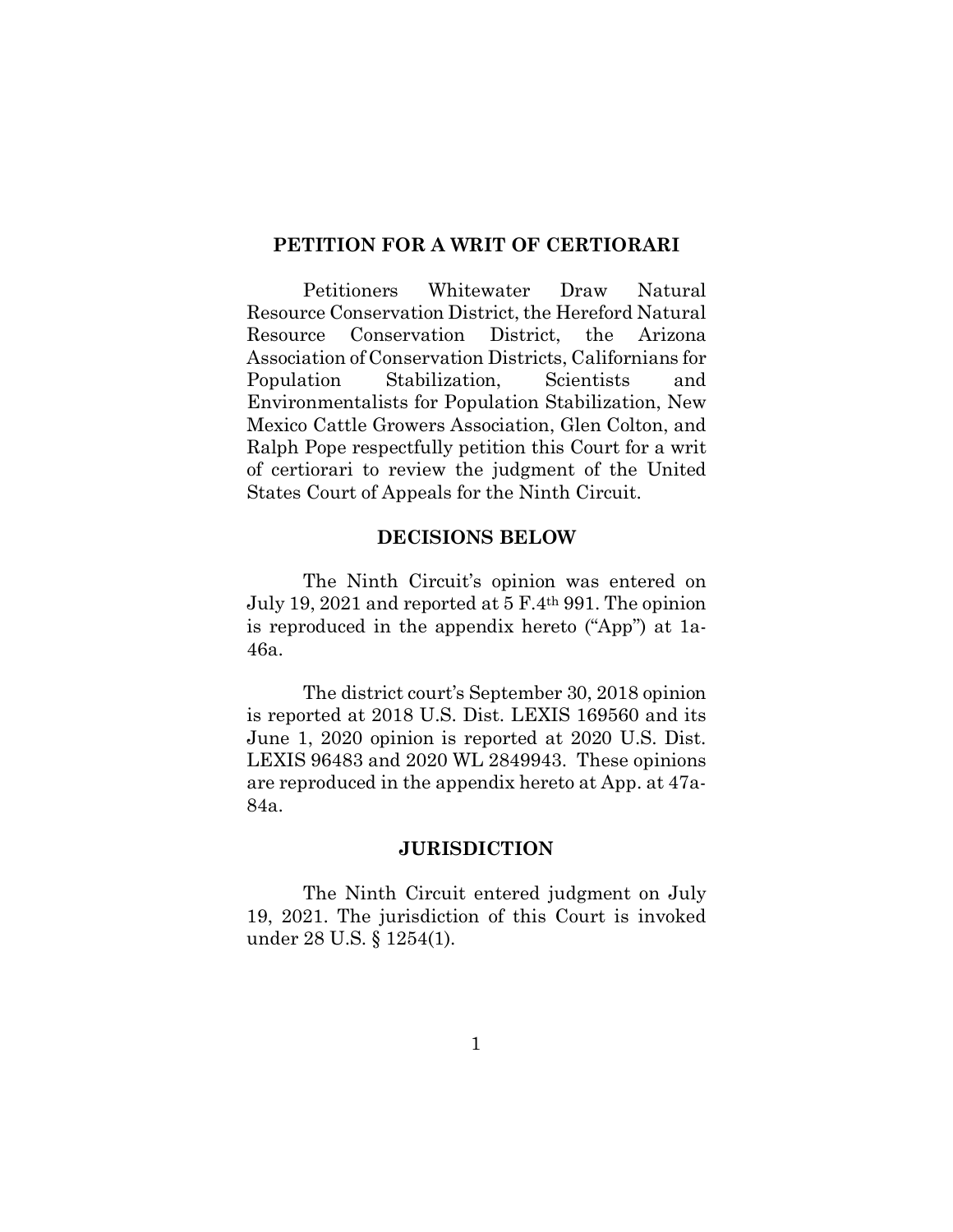## PETITION FOR A WRIT OF CERTIORARI

Petitioners Whitewater Draw Natural Resource Conservation District, the Hereford Natural Resource Conservation District, the Arizona Association of Conservation Districts, Californians for Population Stabilization, Scientists and Environmentalists for Population Stabilization, New Mexico Cattle Growers Association, Glen Colton, and Ralph Pope respectfully petition this Court for a writ of certiorari to review the judgment of the United States Court of Appeals for the Ninth Circuit.

## DECISIONS BELOW

The Ninth Circuit's opinion was entered on July 19, 2021 and reported at 5 F.4th 991. The opinion is reproduced in the appendix hereto ("App") at 1a-46a.

The district court's September 30, 2018 opinion is reported at 2018 U.S. Dist. LEXIS 169560 and its June 1, 2020 opinion is reported at 2020 U.S. Dist. LEXIS 96483 and 2020 WL 2849943. These opinions are reproduced in the appendix hereto at App. at 47a-84a.

## JURISDICTION

The Ninth Circuit entered judgment on July 19, 2021. The jurisdiction of this Court is invoked under 28 U.S. § 1254(1).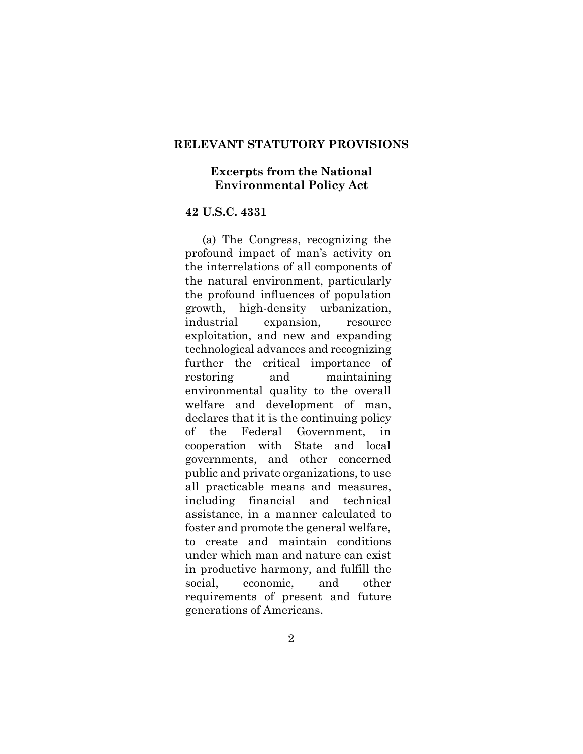## RELEVANT STATUTORY PROVISIONS

### Excerpts from the National Environmental Policy Act

**42 U.S.C. 4331**

(a) The Congress, recognizing the profound impact of man's activity on the interrelations of all components of the natural environment, particularly the profound influences of population growth, high-density urbanization, industrial expansion, resource exploitation, and new and expanding technological advances and recognizing further the critical importance of restoring and maintaining environmental quality to the overall welfare and development of man, declares that it is the continuing policy of the Federal Government, in cooperation with State and local governments, and other concerned public and private organizations, to use all practicable means and measures, including financial and technical assistance, in a manner calculated to foster and promote the general welfare, to create and maintain conditions under which man and nature can exist in productive harmony, and fulfill the social, economic, and other requirements of present and future generations of Americans.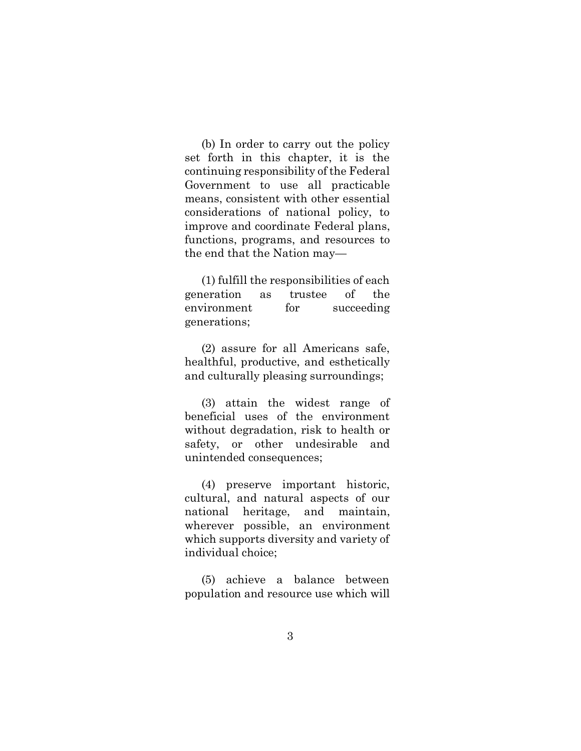(b) In order to carry out the policy set forth in this chapter, it is the continuing responsibility of the Federal Government to use all practicable means, consistent with other essential considerations of national policy, to improve and coordinate Federal plans, functions, programs, and resources to the end that the Nation may—

(1) fulfill the responsibilities of each generation as trustee of the environment for succeeding generations;

(2) assure for all Americans safe, healthful, productive, and esthetically and culturally pleasing surroundings;

(3) attain the widest range of beneficial uses of the environment without degradation, risk to health or safety, or other undesirable and unintended consequences;

(4) preserve important historic, cultural, and natural aspects of our national heritage, and maintain, wherever possible, an environment which supports diversity and variety of individual choice;

(5) achieve a balance between population and resource use which will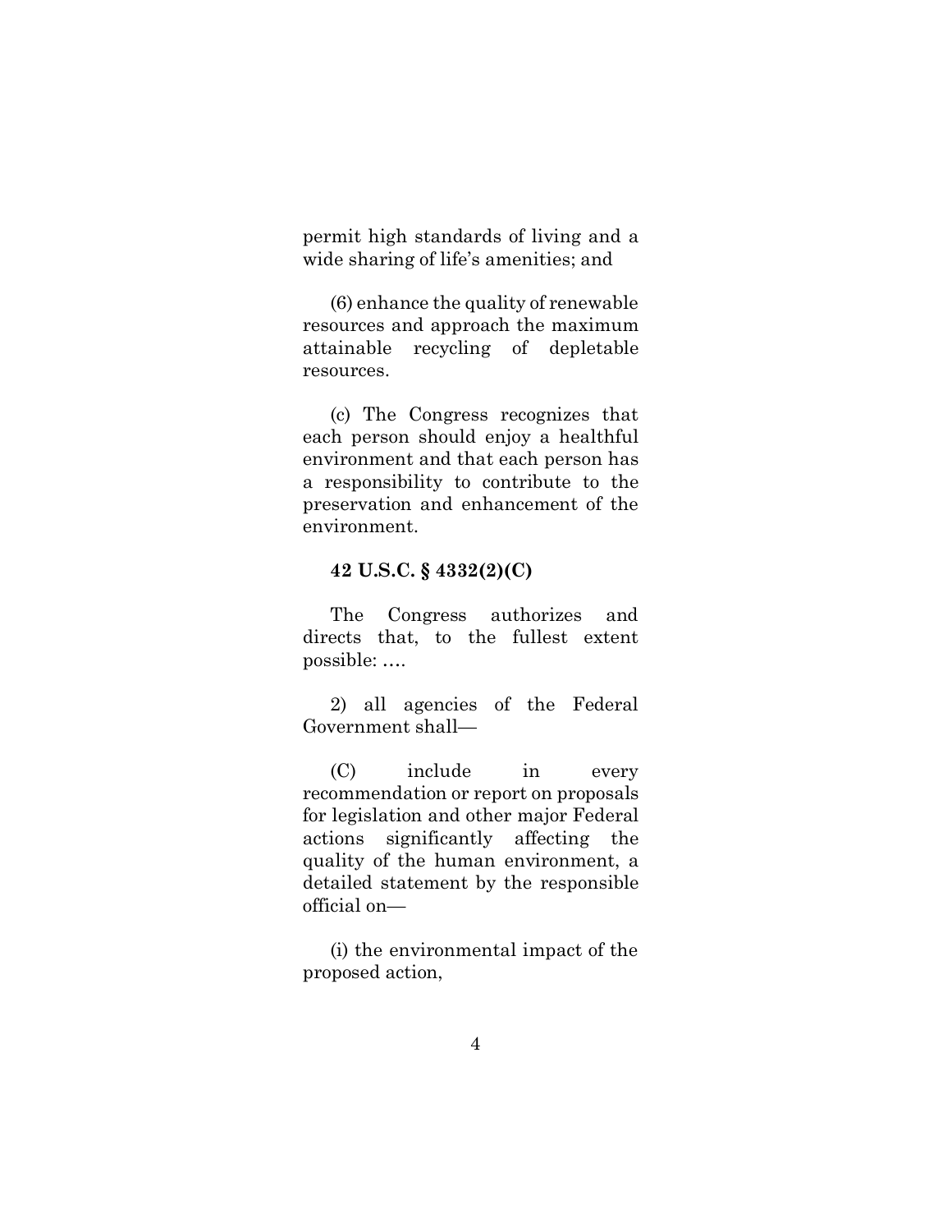permit high standards of living and a wide sharing of life's amenities; and

(6) enhance the quality of renewable resources and approach the maximum attainable recycling of depletable resources.

(c) The Congress recognizes that each person should enjoy a healthful environment and that each person has a responsibility to contribute to the preservation and enhancement of the environment.

**42 U.S.C. § 4332(2)(C)**

The Congress authorizes and directs that, to the fullest extent possible: ….

2) all agencies of the Federal Government shall—

(C) include in every recommendation or report on proposals for legislation and other major Federal actions significantly affecting the quality of the human environment, a detailed statement by the responsible official on—

(i) the environmental impact of the proposed action,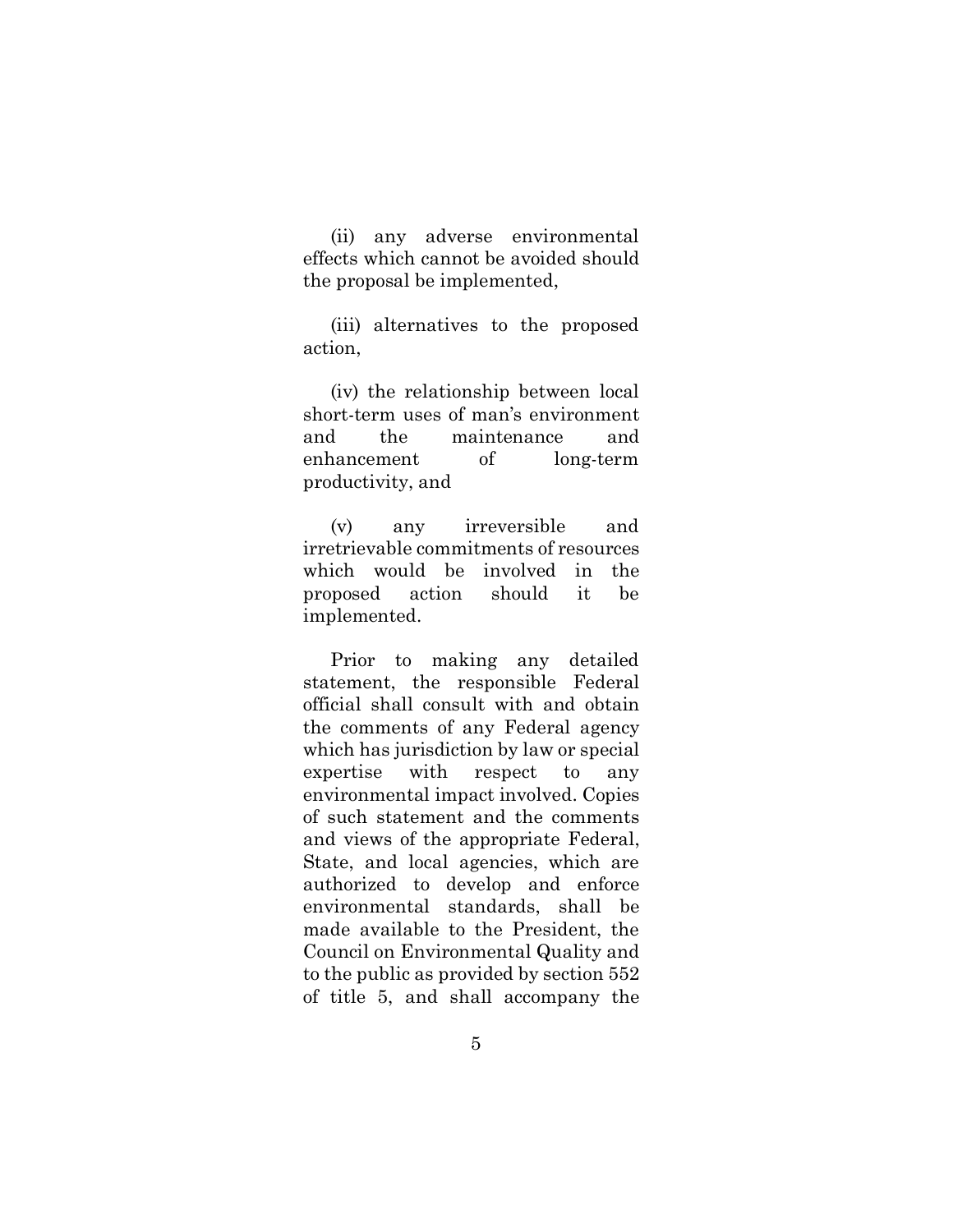(ii) any adverse environmental effects which cannot be avoided should the proposal be implemented,

(iii) alternatives to the proposed action,

(iv) the relationship between local short-term uses of man's environment and the maintenance and enhancement of long-term productivity, and

(v) any irreversible and irretrievable commitments of resources which would be involved in the proposed action should it be implemented.

Prior to making any detailed statement, the responsible Federal official shall consult with and obtain the comments of any Federal agency which has jurisdiction by law or special expertise with respect to any environmental impact involved. Copies of such statement and the comments and views of the appropriate Federal, State, and local agencies, which are authorized to develop and enforce environmental standards, shall be made available to the President, the Council on Environmental Quality and to the public as provided by section 552 of title 5, and shall accompany the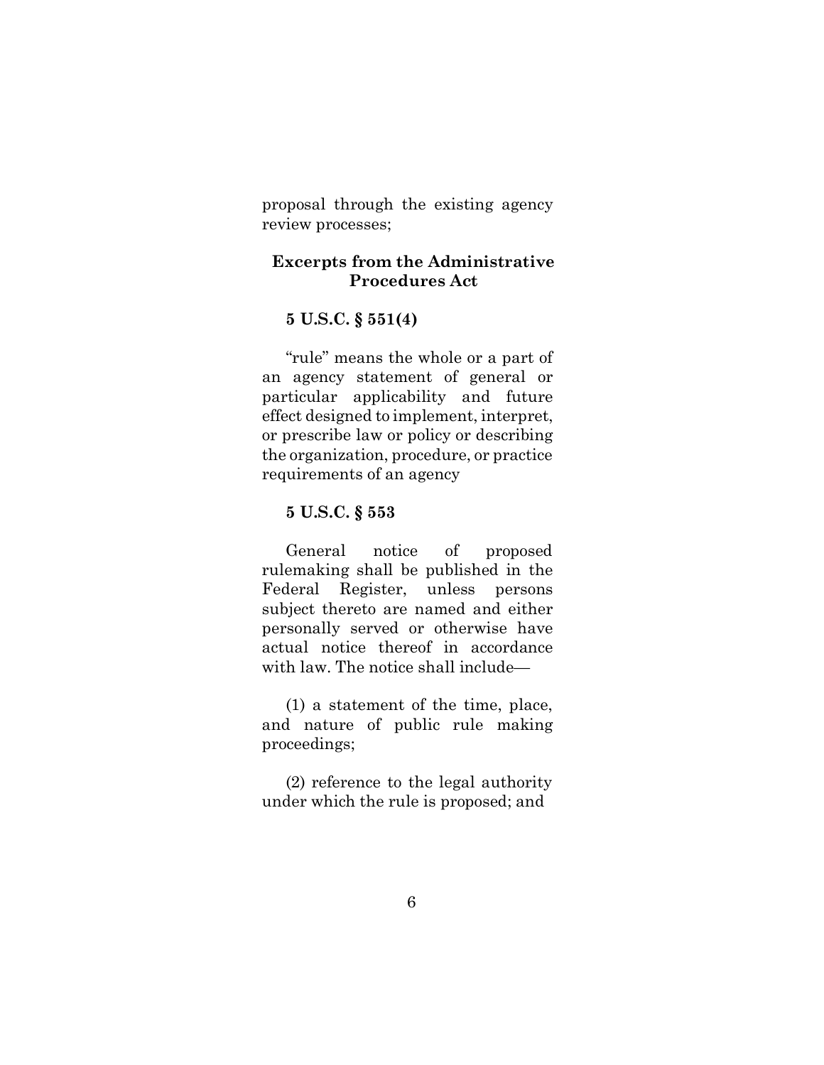proposal through the existing agency review processes;

## Excerpts from the Administrative Procedures Act

### 5 U.S.C. § 551(4)

"rule" means the whole or a part of an agency statement of general or particular applicability and future effect designed to implement, interpret, or prescribe law or policy or describing the organization, procedure, or practice requirements of an agency

### 5 U.S.C. § 553

General notice of proposed rulemaking shall be published in the Federal Register, unless persons subject thereto are named and either personally served or otherwise have actual notice thereof in accordance with law. The notice shall include—

(1) a statement of the time, place, and nature of public rule making proceedings;

(2) reference to the legal authority under which the rule is proposed; and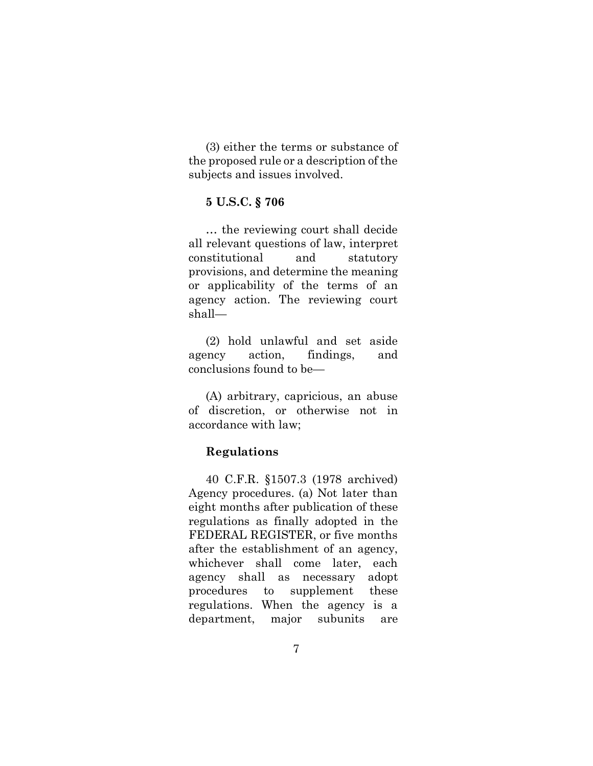(3) either the terms or substance of the proposed rule or a description of the subjects and issues involved.

**5 U.S.C. § 706**

… the reviewing court shall decide all relevant questions of law, interpret constitutional and statutory provisions, and determine the meaning or applicability of the terms of an agency action. The reviewing court shall—

(2) hold unlawful and set aside agency action, findings, and conclusions found to be—

(A) arbitrary, capricious, an abuse of discretion, or otherwise not in accordance with law;

**Regulations**

40 C.F.R. §1507.3 (1978 archived) Agency procedures. (a) Not later than eight months after publication of these regulations as finally adopted in the FEDERAL REGISTER, or five months after the establishment of an agency, whichever shall come later, each agency shall as necessary adopt procedures to supplement these regulations. When the agency is a department, major subunits are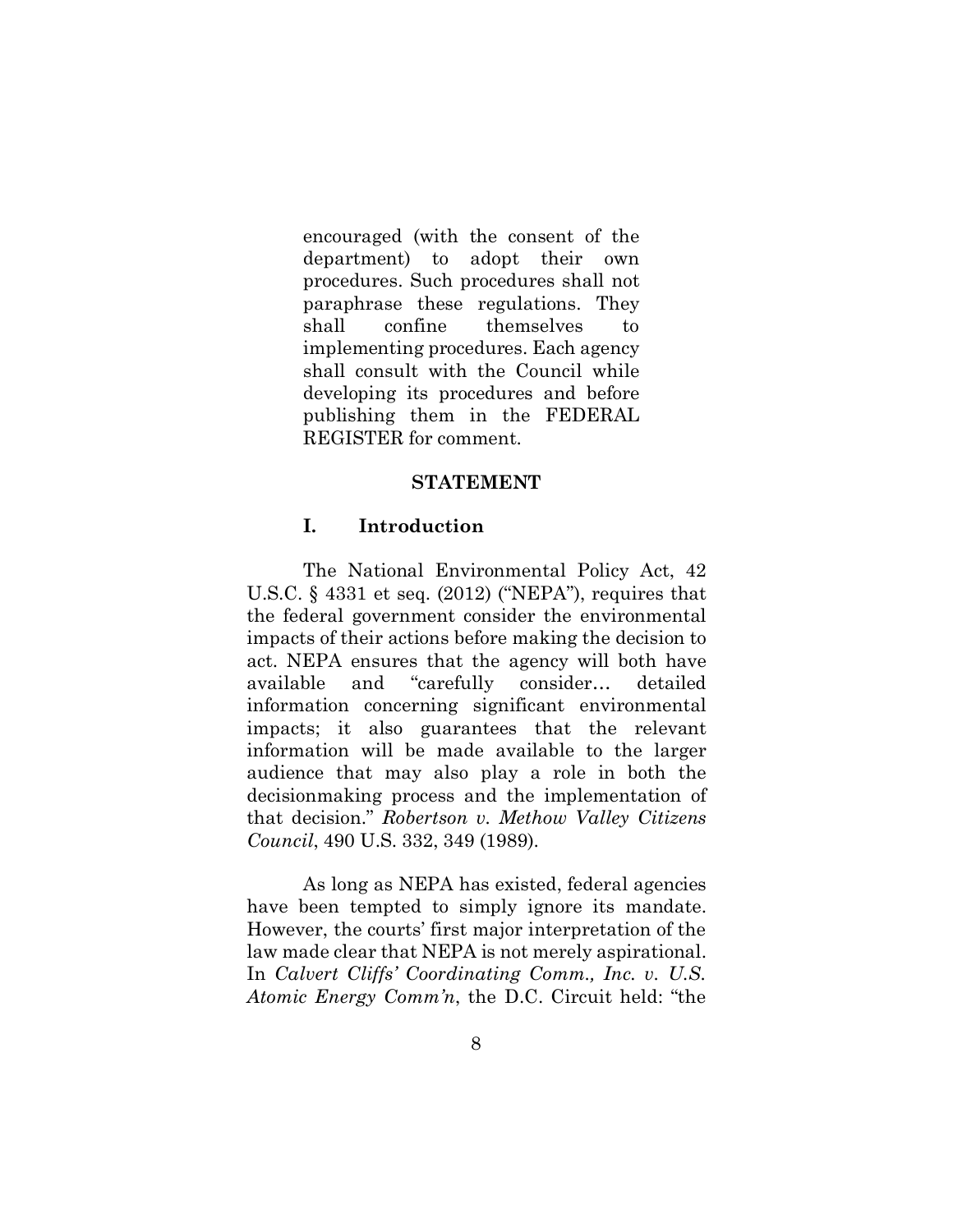> encouraged (with the consent of the department) to adopt their own procedures. Such procedures shall not paraphrase these regulations. They shall confine themselves to implementing procedures. Each agency shall consult with the Council while developing its procedures and before publishing them in the FEDERAL REGISTER for comment.

## STATEMENT

### I. Introduction

The National Environmental Policy Act, 42 U.S.C. § 4331 et seq. (2012) ("NEPA"), requires that the federal government consider the environmental impacts of their actions before making the decision to act. NEPA ensures that the agency will both have available and "carefully consider… detailed information concerning significant environmental impacts; it also guarantees that the relevant information will be made available to the larger audience that may also play a role in both the decisionmaking process and the implementation of that decision." *Robertson v. Methow Valley Citizens Council*, 490 U.S. 332, 349 (1989).

As long as NEPA has existed, federal agencies have been tempted to simply ignore its mandate. However, the courts' first major interpretation of the law made clear that NEPA is not merely aspirational. In *Calvert Cliffs' Coordinating Comm., Inc. v. U.S. Atomic Energy Comm'n*, the D.C. Circuit held: "the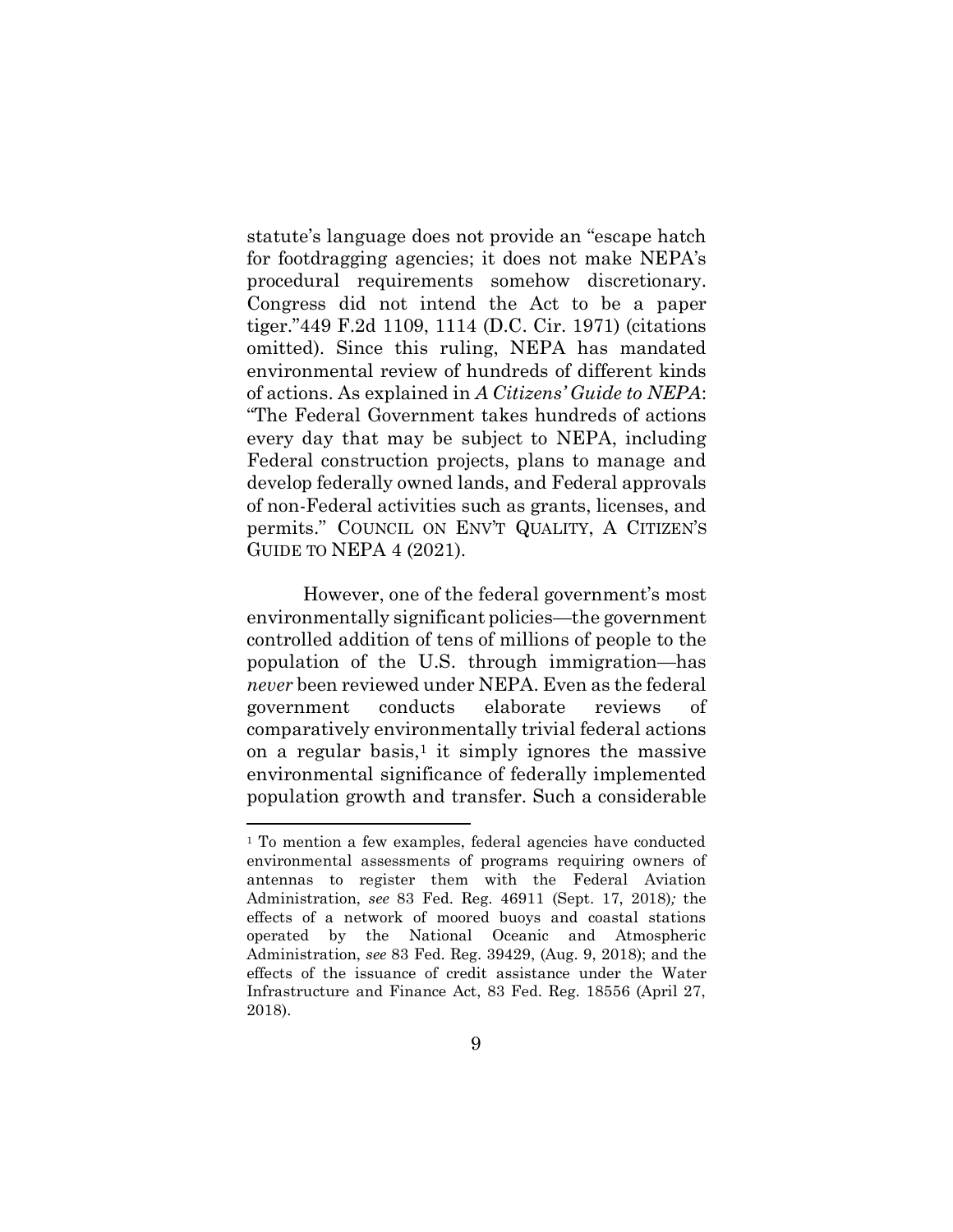statute's language does not provide an "escape hatch for footdragging agencies; it does not make NEPA's procedural requirements somehow discretionary. Congress did not intend the Act to be a paper tiger."449 F.2d 1109, 1114 (D.C. Cir. 1971) (citations omitted). Since this ruling, NEPA has mandated environmental review of hundreds of different kinds of actions. As explained in *A Citizens' Guide to NEPA*: "The Federal Government takes hundreds of actions every day that may be subject to NEPA, including Federal construction projects, plans to manage and develop federally owned lands, and Federal approvals of non-Federal activities such as grants, licenses, and permits." COUNCIL ON ENV'T QUALITY, A CITIZEN'S GUIDE TO NEPA 4 (2021).

However, one of the federal government's most environmentally significant policies—the government controlled addition of tens of millions of people to the population of the U.S. through immigration—has *never* been reviewed under NEPA. Even as the federal government conducts elaborate reviews of comparatively environmentally trivial federal actions on a regular basis,[1] it simply ignores the massive environmental significance of federally implemented population growth and transfer. Such a considerable

[1] To mention a few examples, federal agencies have conducted environmental assessments of programs requiring owners of antennas to register them with the Federal Aviation Administration, *see* 83 Fed. Reg. 46911 (Sept. 17, 2018)*;* the effects of a network of moored buoys and coastal stations operated by the National Oceanic and Atmospheric Administration, *see* 83 Fed. Reg. 39429, (Aug. 9, 2018); and the effects of the issuance of credit assistance under the Water Infrastructure and Finance Act, 83 Fed. Reg. 18556 (April 27, 2018).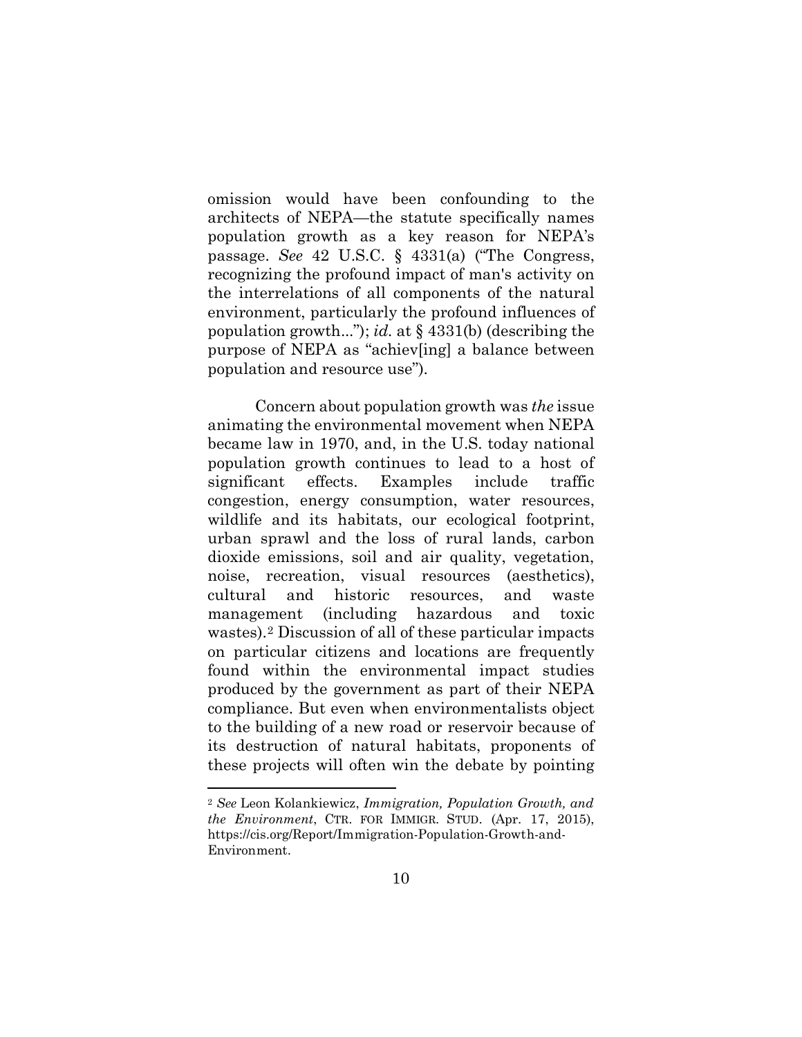omission would have been confounding to the architects of NEPA—the statute specifically names population growth as a key reason for NEPA's passage. *See* 42 U.S.C. § 4331(a) ("The Congress, recognizing the profound impact of man's activity on the interrelations of all components of the natural environment, particularly the profound influences of population growth..."); *id.* at § 4331(b) (describing the purpose of NEPA as "achiev[ing] a balance between population and resource use").

Concern about population growth was *the* issue animating the environmental movement when NEPA became law in 1970, and, in the U.S. today national population growth continues to lead to a host of significant effects. Examples include traffic congestion, energy consumption, water resources, wildlife and its habitats, our ecological footprint, urban sprawl and the loss of rural lands, carbon dioxide emissions, soil and air quality, vegetation, noise, recreation, visual resources (aesthetics), cultural and historic resources, and waste management (including hazardous and toxic wastes).[2] Discussion of all of these particular impacts on particular citizens and locations are frequently found within the environmental impact studies produced by the government as part of their NEPA compliance. But even when environmentalists object to the building of a new road or reservoir because of its destruction of natural habitats, proponents of these projects will often win the debate by pointing

---

[2] *See* Leon Kolankiewicz, *Immigration, Population Growth, and the Environment*, CTR. FOR IMMIGR. STUD. (Apr. 17, 2015), https://cis.org/Report/Immigration-Population-Growth-and-Environment.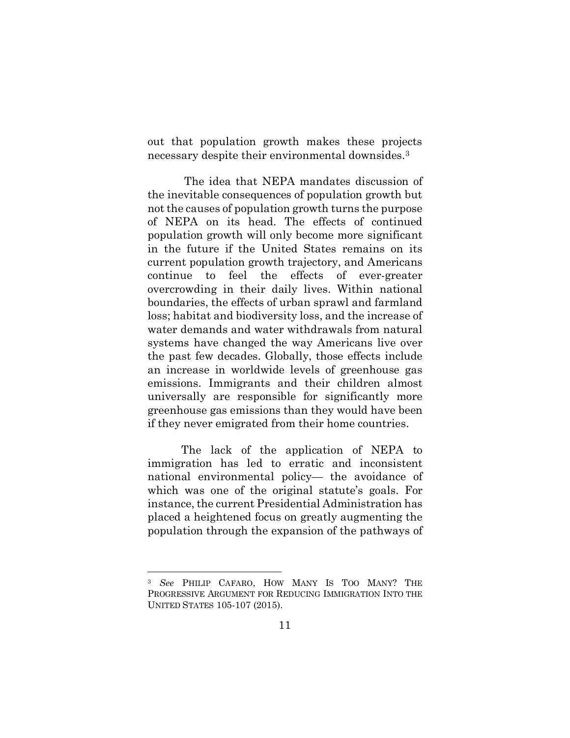out that population growth makes these projects necessary despite their environmental downsides.[3]

The idea that NEPA mandates discussion of the inevitable consequences of population growth but not the causes of population growth turns the purpose of NEPA on its head. The effects of continued population growth will only become more significant in the future if the United States remains on its current population growth trajectory, and Americans continue to feel the effects of ever-greater overcrowding in their daily lives. Within national boundaries, the effects of urban sprawl and farmland loss; habitat and biodiversity loss, and the increase of water demands and water withdrawals from natural systems have changed the way Americans live over the past few decades. Globally, those effects include an increase in worldwide levels of greenhouse gas emissions. Immigrants and their children almost universally are responsible for significantly more greenhouse gas emissions than they would have been if they never emigrated from their home countries.

The lack of the application of NEPA to immigration has led to erratic and inconsistent national environmental policy— the avoidance of which was one of the original statute's goals. For instance, the current Presidential Administration has placed a heightened focus on greatly augmenting the population through the expansion of the pathways of

---

[3] *See* PHILIP CAFARO, HOW MANY IS TOO MANY? THE PROGRESSIVE ARGUMENT FOR REDUCING IMMIGRATION INTO THE UNITED STATES 105-107 (2015).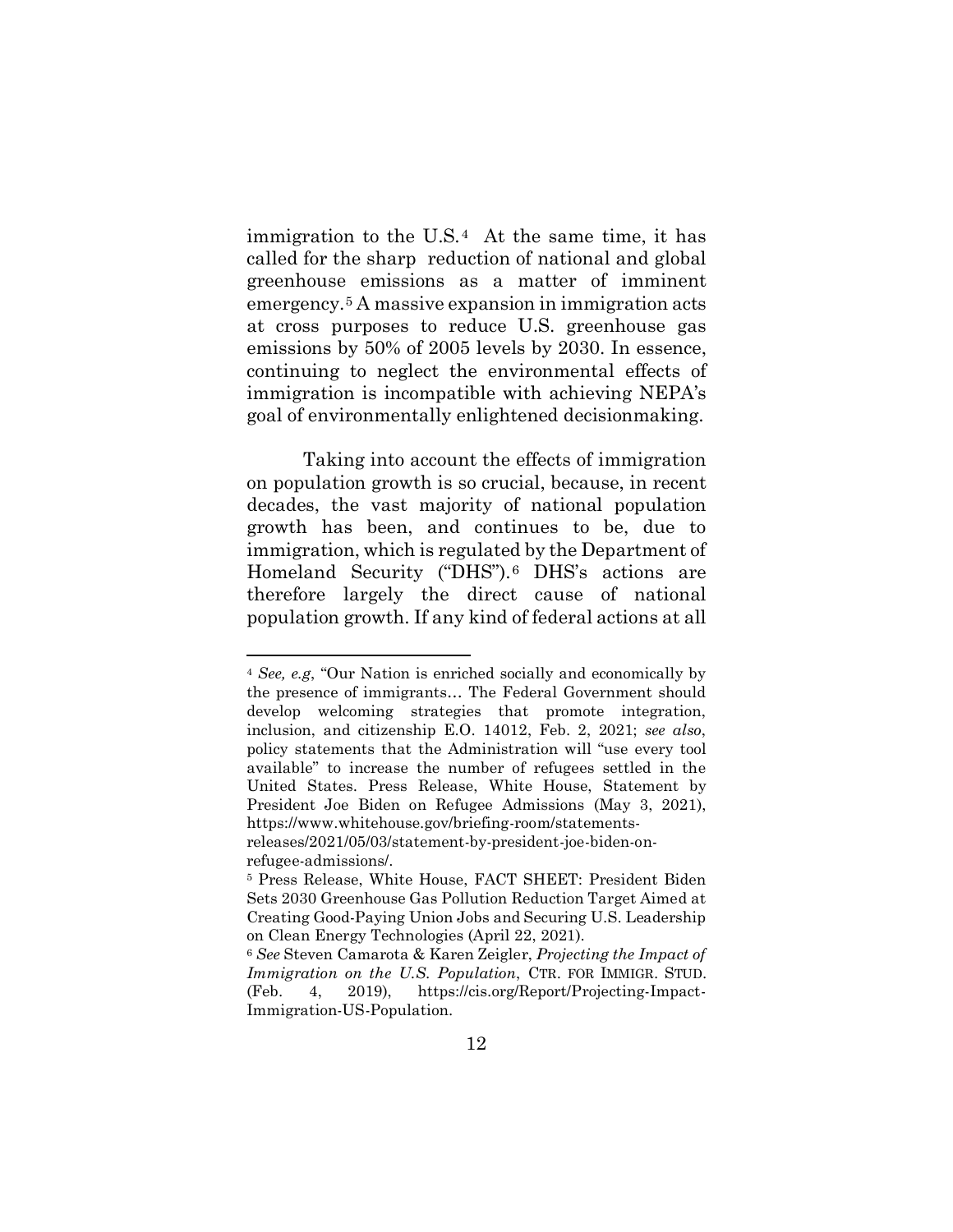immigration to the U.S.[4] At the same time, it has called for the sharp reduction of national and global greenhouse emissions as a matter of imminent emergency.[5] A massive expansion in immigration acts at cross purposes to reduce U.S. greenhouse gas emissions by 50% of 2005 levels by 2030. In essence, continuing to neglect the environmental effects of immigration is incompatible with achieving NEPA's goal of environmentally enlightened decisionmaking.

Taking into account the effects of immigration on population growth is so crucial, because, in recent decades, the vast majority of national population growth has been, and continues to be, due to immigration, which is regulated by the Department of Homeland Security ("DHS").[6] DHS's actions are therefore largely the direct cause of national population growth. If any kind of federal actions at all

---

[4] *See, e.g*, "Our Nation is enriched socially and economically by the presence of immigrants… The Federal Government should develop welcoming strategies that promote integration, inclusion, and citizenship E.O. 14012, Feb. 2, 2021; *see also*, policy statements that the Administration will "use every tool available" to increase the number of refugees settled in the United States. Press Release, White House, Statement by President Joe Biden on Refugee Admissions (May 3, 2021), https://www.whitehouse.gov/briefing-room/statements-releases/2021/05/03/statement-by-president-joe-biden-on-refugee-admissions/.

[5] Press Release, White House, FACT SHEET: President Biden Sets 2030 Greenhouse Gas Pollution Reduction Target Aimed at Creating Good-Paying Union Jobs and Securing U.S. Leadership on Clean Energy Technologies (April 22, 2021).

[6] *See* Steven Camarota & Karen Zeigler, *Projecting the Impact of Immigration on the U.S. Population*, CTR. FOR IMMIGR. STUD. (Feb. 4, 2019), https://cis.org/Report/Projecting-Impact-Immigration-US-Population.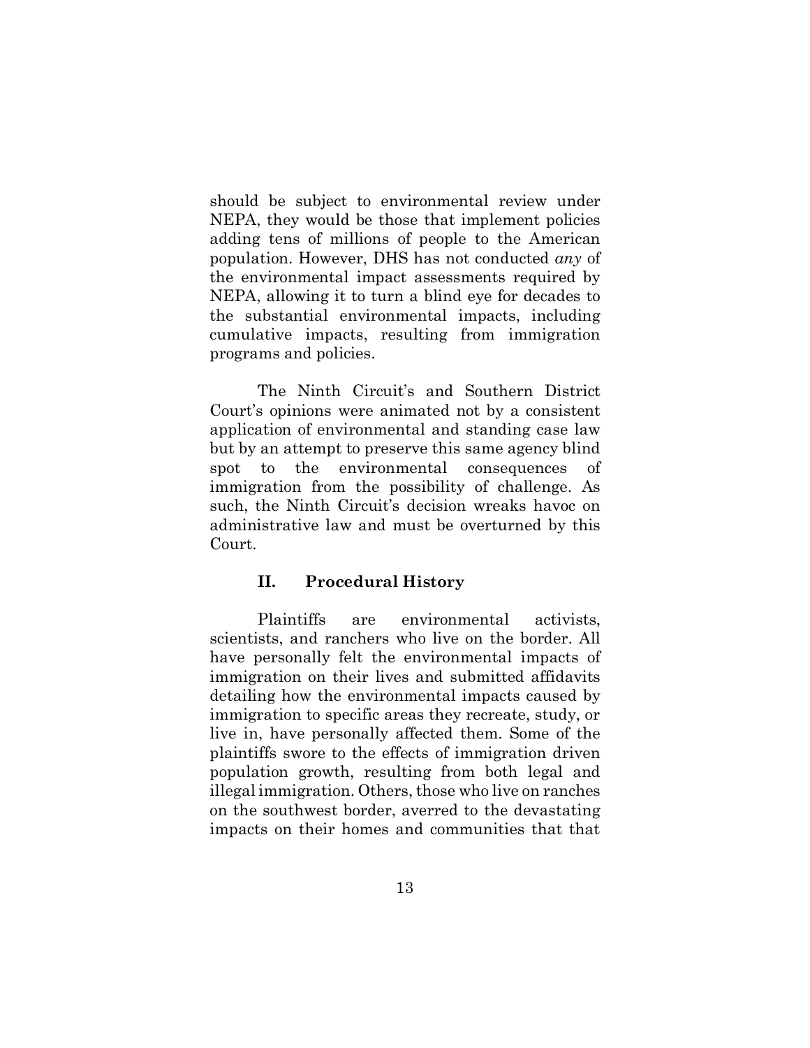should be subject to environmental review under NEPA, they would be those that implement policies adding tens of millions of people to the American population. However, DHS has not conducted *any* of the environmental impact assessments required by NEPA, allowing it to turn a blind eye for decades to the substantial environmental impacts, including cumulative impacts, resulting from immigration programs and policies.

The Ninth Circuit's and Southern District Court's opinions were animated not by a consistent application of environmental and standing case law but by an attempt to preserve this same agency blind spot to the environmental consequences of immigration from the possibility of challenge. As such, the Ninth Circuit's decision wreaks havoc on administrative law and must be overturned by this Court.

## II. Procedural History

Plaintiffs are environmental activists, scientists, and ranchers who live on the border. All have personally felt the environmental impacts of immigration on their lives and submitted affidavits detailing how the environmental impacts caused by immigration to specific areas they recreate, study, or live in, have personally affected them. Some of the plaintiffs swore to the effects of immigration driven population growth, resulting from both legal and illegal immigration. Others, those who live on ranches on the southwest border, averred to the devastating impacts on their homes and communities that that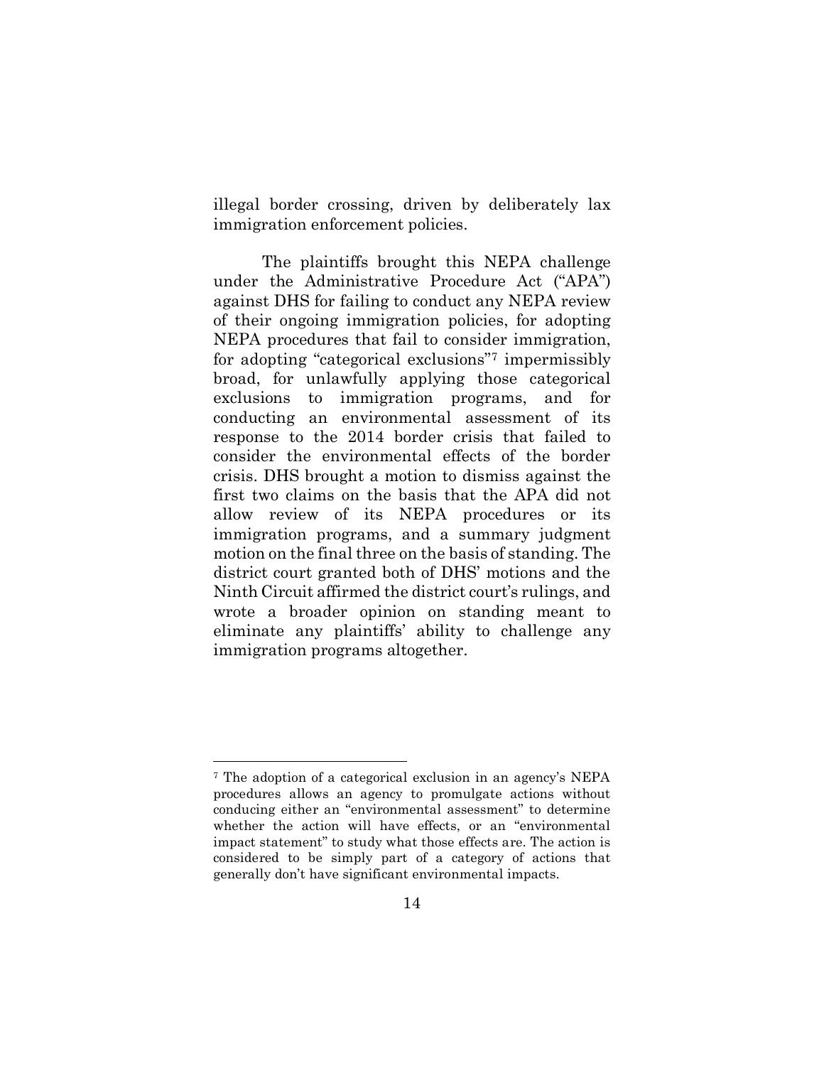illegal border crossing, driven by deliberately lax immigration enforcement policies.

The plaintiffs brought this NEPA challenge under the Administrative Procedure Act ("APA") against DHS for failing to conduct any NEPA review of their ongoing immigration policies, for adopting NEPA procedures that fail to consider immigration, for adopting "categorical exclusions"[7] impermissibly broad, for unlawfully applying those categorical exclusions to immigration programs, and for conducting an environmental assessment of its response to the 2014 border crisis that failed to consider the environmental effects of the border crisis. DHS brought a motion to dismiss against the first two claims on the basis that the APA did not allow review of its NEPA procedures or its immigration programs, and a summary judgment motion on the final three on the basis of standing. The district court granted both of DHS' motions and the Ninth Circuit affirmed the district court's rulings, and wrote a broader opinion on standing meant to eliminate any plaintiffs' ability to challenge any immigration programs altogether.

---

[7] The adoption of a categorical exclusion in an agency's NEPA procedures allows an agency to promulgate actions without conducing either an "environmental assessment" to determine whether the action will have effects, or an "environmental impact statement" to study what those effects are. The action is considered to be simply part of a category of actions that generally don't have significant environmental impacts.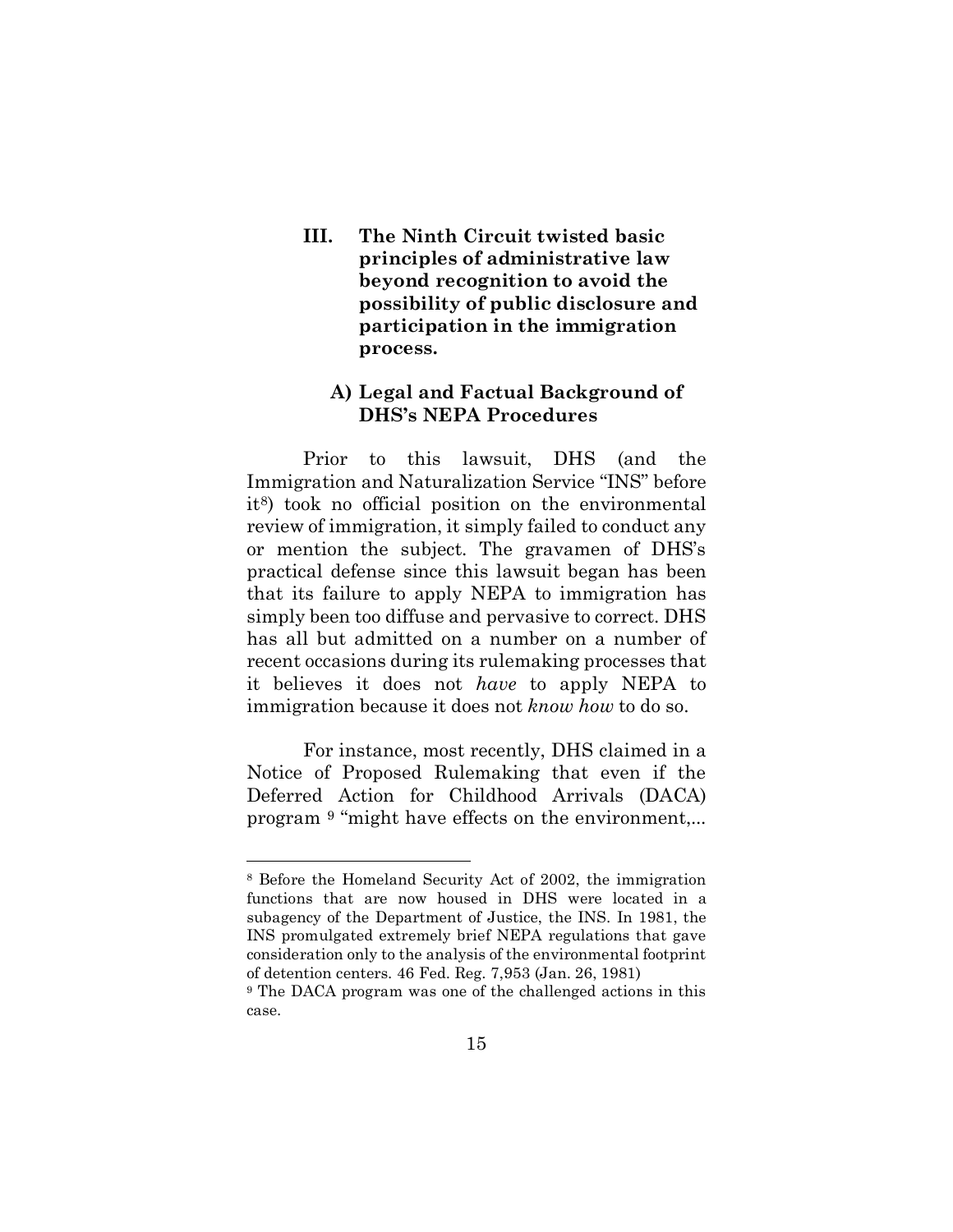### III. The Ninth Circuit twisted basic principles of administrative law beyond recognition to avoid the possibility of public disclosure and participation in the immigration process.

#### A) Legal and Factual Background of DHS's NEPA Procedures

Prior to this lawsuit, DHS (and the Immigration and Naturalization Service "INS" before it[8]) took no official position on the environmental review of immigration, it simply failed to conduct any or mention the subject. The gravamen of DHS's practical defense since this lawsuit began has been that its failure to apply NEPA to immigration has simply been too diffuse and pervasive to correct. DHS has all but admitted on a number on a number of recent occasions during its rulemaking processes that it believes it does not *have* to apply NEPA to immigration because it does not *know how* to do so.

For instance, most recently, DHS claimed in a Notice of Proposed Rulemaking that even if the Deferred Action for Childhood Arrivals (DACA) program [9] "might have effects on the environment,...

---

[8] Before the Homeland Security Act of 2002, the immigration functions that are now housed in DHS were located in a subagency of the Department of Justice, the INS. In 1981, the INS promulgated extremely brief NEPA regulations that gave consideration only to the analysis of the environmental footprint of detention centers. 46 Fed. Reg. 7,953 (Jan. 26, 1981)

[9] The DACA program was one of the challenged actions in this case.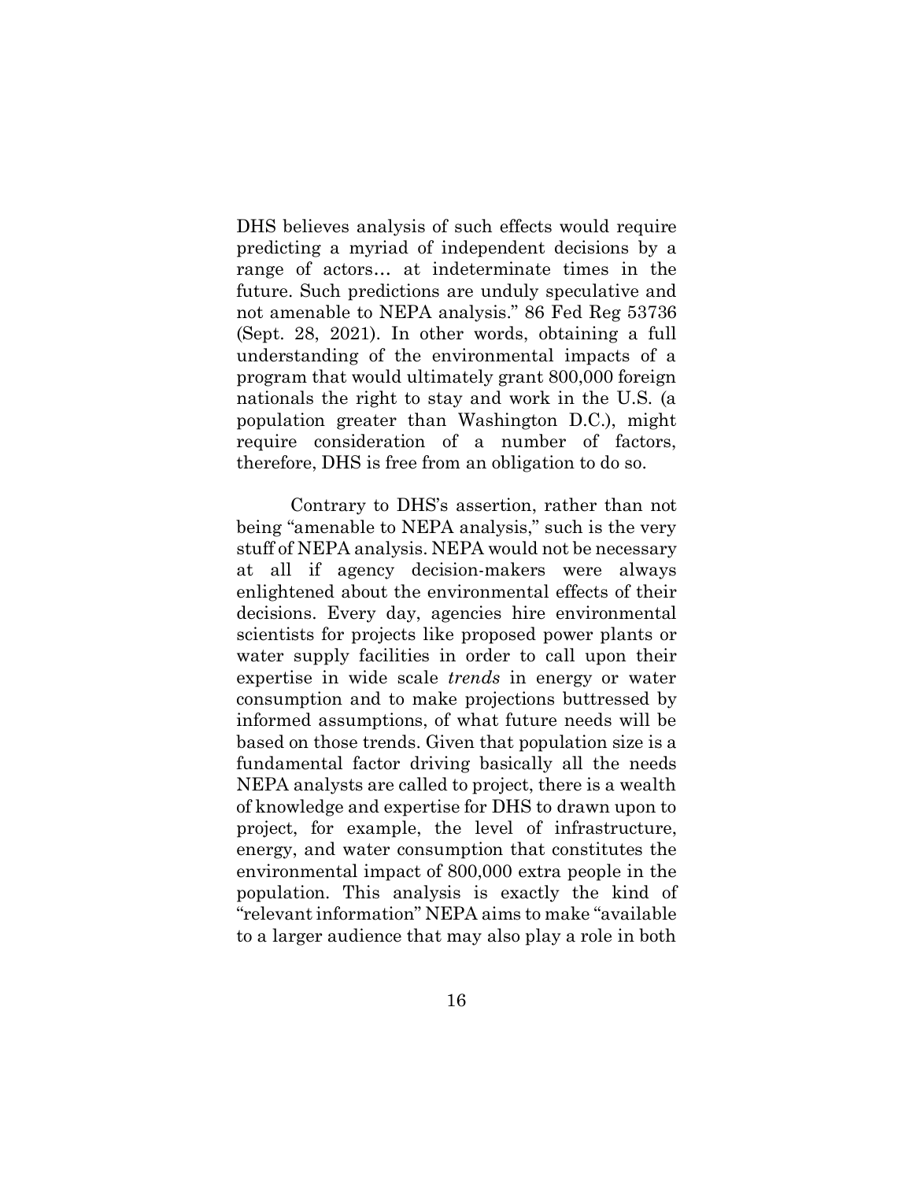DHS believes analysis of such effects would require predicting a myriad of independent decisions by a range of actors… at indeterminate times in the future. Such predictions are unduly speculative and not amenable to NEPA analysis." 86 Fed Reg 53736 (Sept. 28, 2021). In other words, obtaining a full understanding of the environmental impacts of a program that would ultimately grant 800,000 foreign nationals the right to stay and work in the U.S. (a population greater than Washington D.C.), might require consideration of a number of factors, therefore, DHS is free from an obligation to do so.

Contrary to DHS's assertion, rather than not being "amenable to NEPA analysis," such is the very stuff of NEPA analysis. NEPA would not be necessary at all if agency decision-makers were always enlightened about the environmental effects of their decisions. Every day, agencies hire environmental scientists for projects like proposed power plants or water supply facilities in order to call upon their expertise in wide scale *trends* in energy or water consumption and to make projections buttressed by informed assumptions, of what future needs will be based on those trends. Given that population size is a fundamental factor driving basically all the needs NEPA analysts are called to project, there is a wealth of knowledge and expertise for DHS to drawn upon to project, for example, the level of infrastructure, energy, and water consumption that constitutes the environmental impact of 800,000 extra people in the population. This analysis is exactly the kind of "relevant information" NEPA aims to make "available to a larger audience that may also play a role in both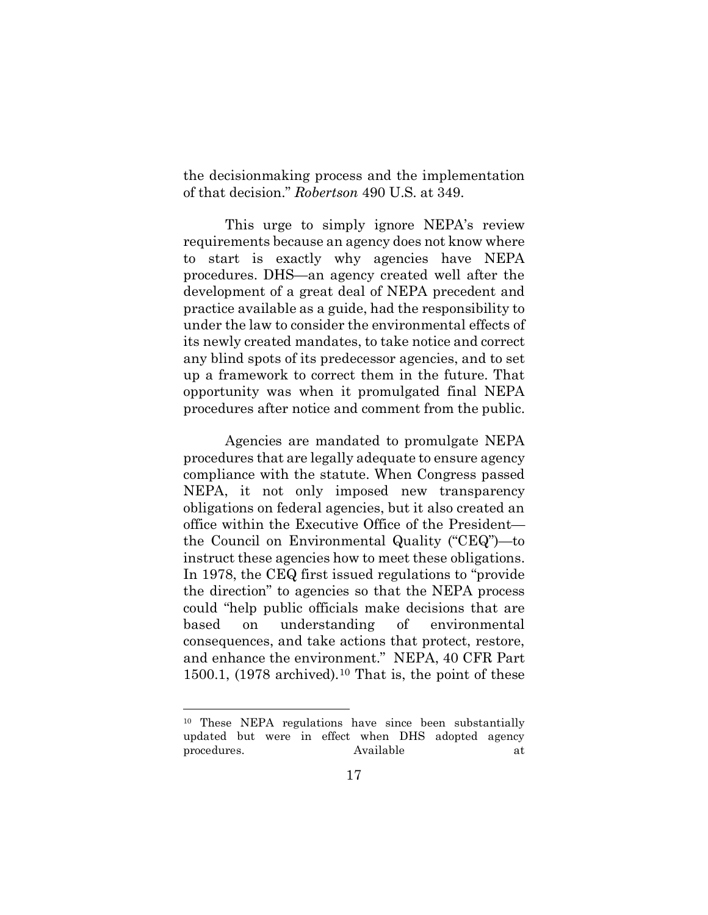the decisionmaking process and the implementation of that decision." *Robertson* 490 U.S. at 349.

This urge to simply ignore NEPA's review requirements because an agency does not know where to start is exactly why agencies have NEPA procedures. DHS—an agency created well after the development of a great deal of NEPA precedent and practice available as a guide, had the responsibility to under the law to consider the environmental effects of its newly created mandates, to take notice and correct any blind spots of its predecessor agencies, and to set up a framework to correct them in the future. That opportunity was when it promulgated final NEPA procedures after notice and comment from the public.

Agencies are mandated to promulgate NEPA procedures that are legally adequate to ensure agency compliance with the statute. When Congress passed NEPA, it not only imposed new transparency obligations on federal agencies, but it also created an office within the Executive Office of the President—the Council on Environmental Quality ("CEQ")—to instruct these agencies how to meet these obligations. In 1978, the CEQ first issued regulations to "provide the direction" to agencies so that the NEPA process could "help public officials make decisions that are based on understanding of environmental consequences, and take actions that protect, restore, and enhance the environment." NEPA, 40 CFR Part 1500.1, (1978 archived).[10] That is, the point of these

[10] These NEPA regulations have since been substantially updated but were in effect when DHS adopted agency procedures. Available at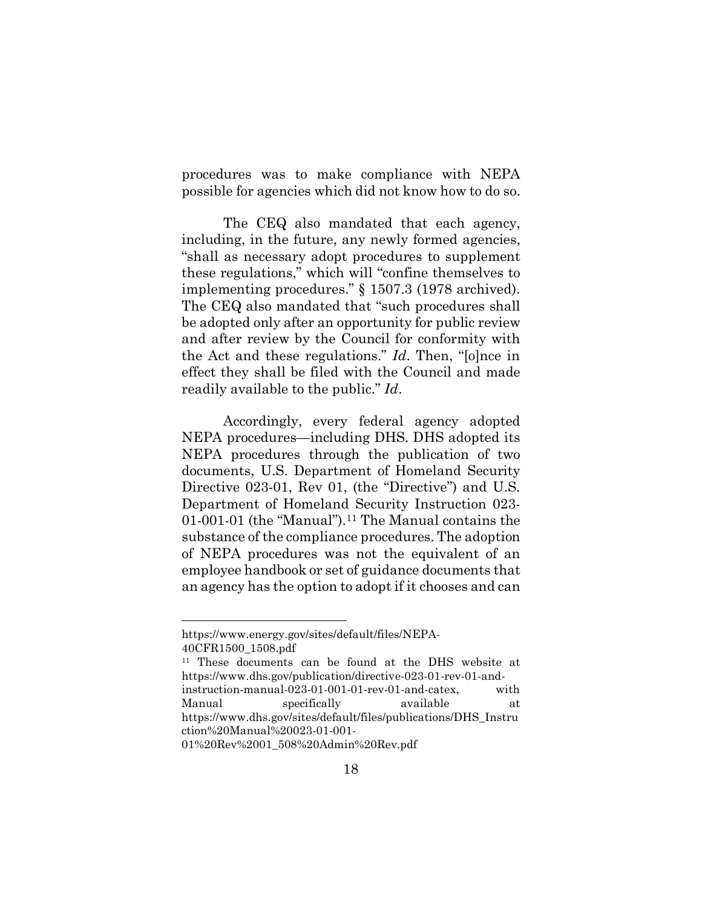procedures was to make compliance with NEPA possible for agencies which did not know how to do so.

The CEQ also mandated that each agency, including, in the future, any newly formed agencies, "shall as necessary adopt procedures to supplement these regulations," which will "confine themselves to implementing procedures." § 1507.3 (1978 archived). The CEQ also mandated that "such procedures shall be adopted only after an opportunity for public review and after review by the Council for conformity with the Act and these regulations." *Id*. Then, "[o]nce in effect they shall be filed with the Council and made readily available to the public." *Id*.

Accordingly, every federal agency adopted NEPA procedures—including DHS. DHS adopted its NEPA procedures through the publication of two documents, U.S. Department of Homeland Security Directive 023-01, Rev 01, (the "Directive") and U.S. Department of Homeland Security Instruction 023-01-001-01 (the "Manual").[11] The Manual contains the substance of the compliance procedures. The adoption of NEPA procedures was not the equivalent of an employee handbook or set of guidance documents that an agency has the option to adopt if it chooses and can

---

https://www.energy.gov/sites/default/files/NEPA-40CFR1500_1508.pdf

[11] These documents can be found at the DHS website at https://www.dhs.gov/publication/directive-023-01-rev-01-and-instruction-manual-023-01-001-01-rev-01-and-catex, with Manual specifically available at https://www.dhs.gov/sites/default/files/publications/DHS_Instruction%20Manual%20023-01-001-01%20Rev%2001_508%20Admin%20Rev.pdf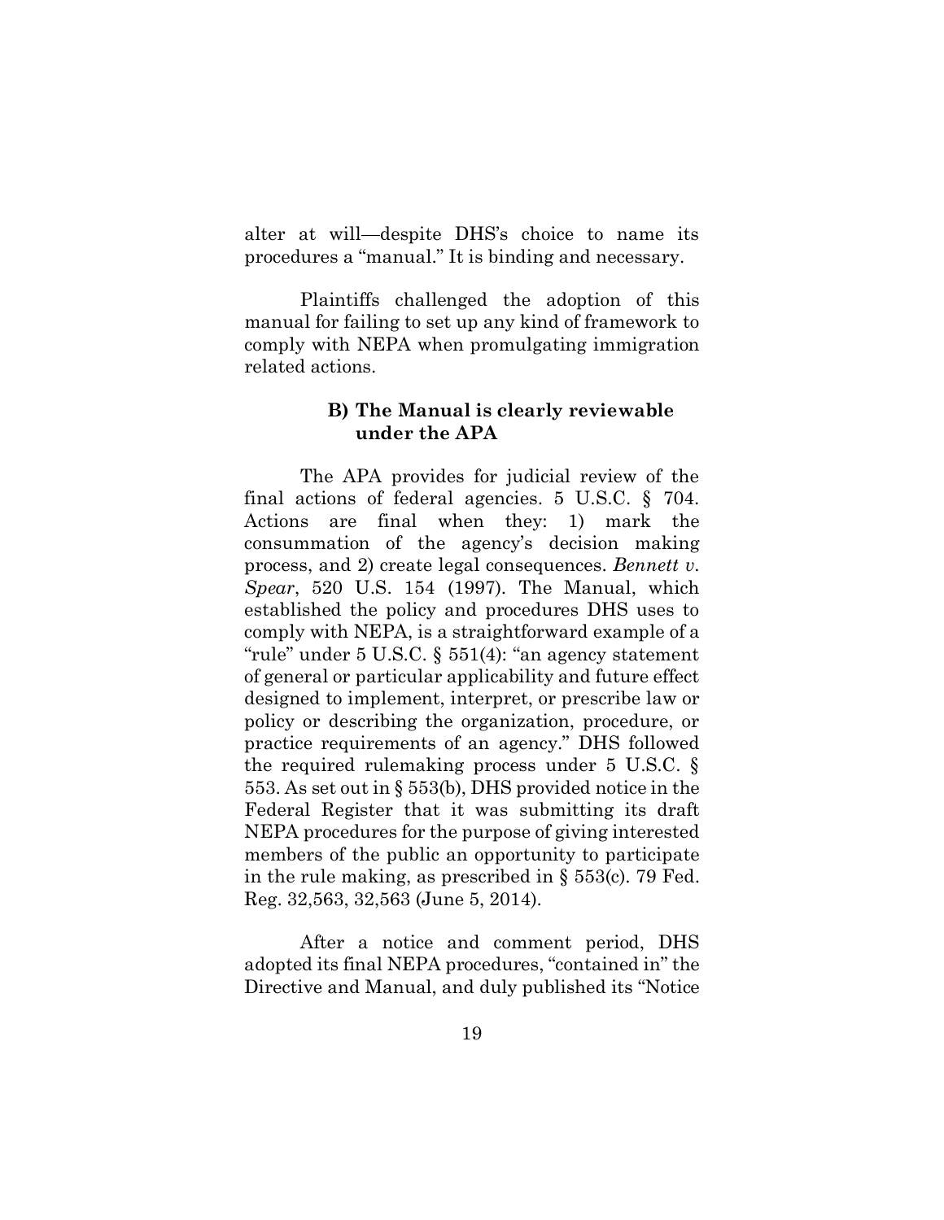alter at will—despite DHS's choice to name its procedures a "manual." It is binding and necessary.

Plaintiffs challenged the adoption of this manual for failing to set up any kind of framework to comply with NEPA when promulgating immigration related actions.

### B) The Manual is clearly reviewable under the APA

The APA provides for judicial review of the final actions of federal agencies. 5 U.S.C. § 704. Actions are final when they: 1) mark the consummation of the agency's decision making process, and 2) create legal consequences. *Bennett v. Spear*, 520 U.S. 154 (1997). The Manual, which established the policy and procedures DHS uses to comply with NEPA, is a straightforward example of a "rule" under 5 U.S.C. § 551(4): "an agency statement of general or particular applicability and future effect designed to implement, interpret, or prescribe law or policy or describing the organization, procedure, or practice requirements of an agency." DHS followed the required rulemaking process under 5 U.S.C. § 553. As set out in § 553(b), DHS provided notice in the Federal Register that it was submitting its draft NEPA procedures for the purpose of giving interested members of the public an opportunity to participate in the rule making, as prescribed in § 553(c). 79 Fed. Reg. 32,563, 32,563 (June 5, 2014).

After a notice and comment period, DHS adopted its final NEPA procedures, "contained in" the Directive and Manual, and duly published its "Notice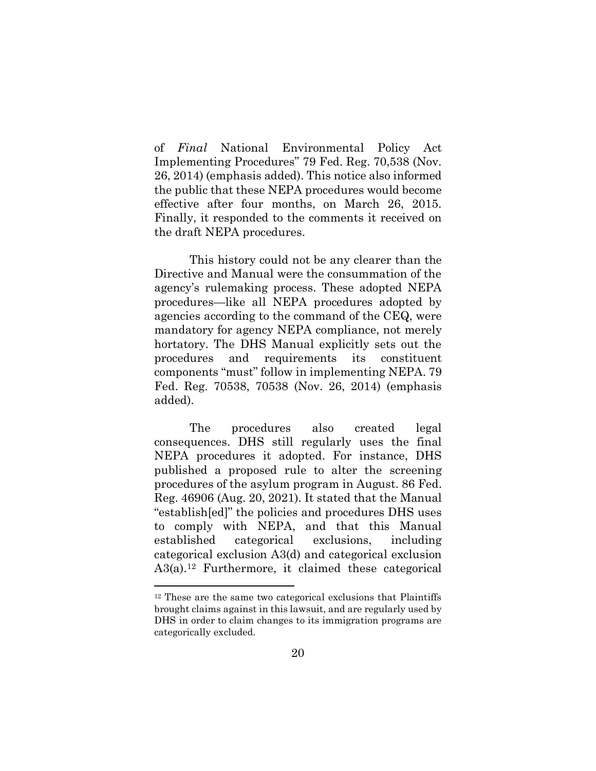of *Final* National Environmental Policy Act Implementing Procedures" 79 Fed. Reg. 70,538 (Nov. 26, 2014) (emphasis added). This notice also informed the public that these NEPA procedures would become effective after four months, on March 26, 2015. Finally, it responded to the comments it received on the draft NEPA procedures.

This history could not be any clearer than the Directive and Manual were the consummation of the agency's rulemaking process. These adopted NEPA procedures—like all NEPA procedures adopted by agencies according to the command of the CEQ, were mandatory for agency NEPA compliance, not merely hortatory. The DHS Manual explicitly sets out the procedures and requirements its constituent components "must" follow in implementing NEPA. 79 Fed. Reg. 70538, 70538 (Nov. 26, 2014) (emphasis added).

The procedures also created legal consequences. DHS still regularly uses the final NEPA procedures it adopted. For instance, DHS published a proposed rule to alter the screening procedures of the asylum program in August. 86 Fed. Reg. 46906 (Aug. 20, 2021). It stated that the Manual "establish[ed]" the policies and procedures DHS uses to comply with NEPA, and that this Manual established categorical exclusions, including categorical exclusion A3(d) and categorical exclusion A3(a).[12] Furthermore, it claimed these categorical

[12] These are the same two categorical exclusions that Plaintiffs brought claims against in this lawsuit, and are regularly used by DHS in order to claim changes to its immigration programs are categorically excluded.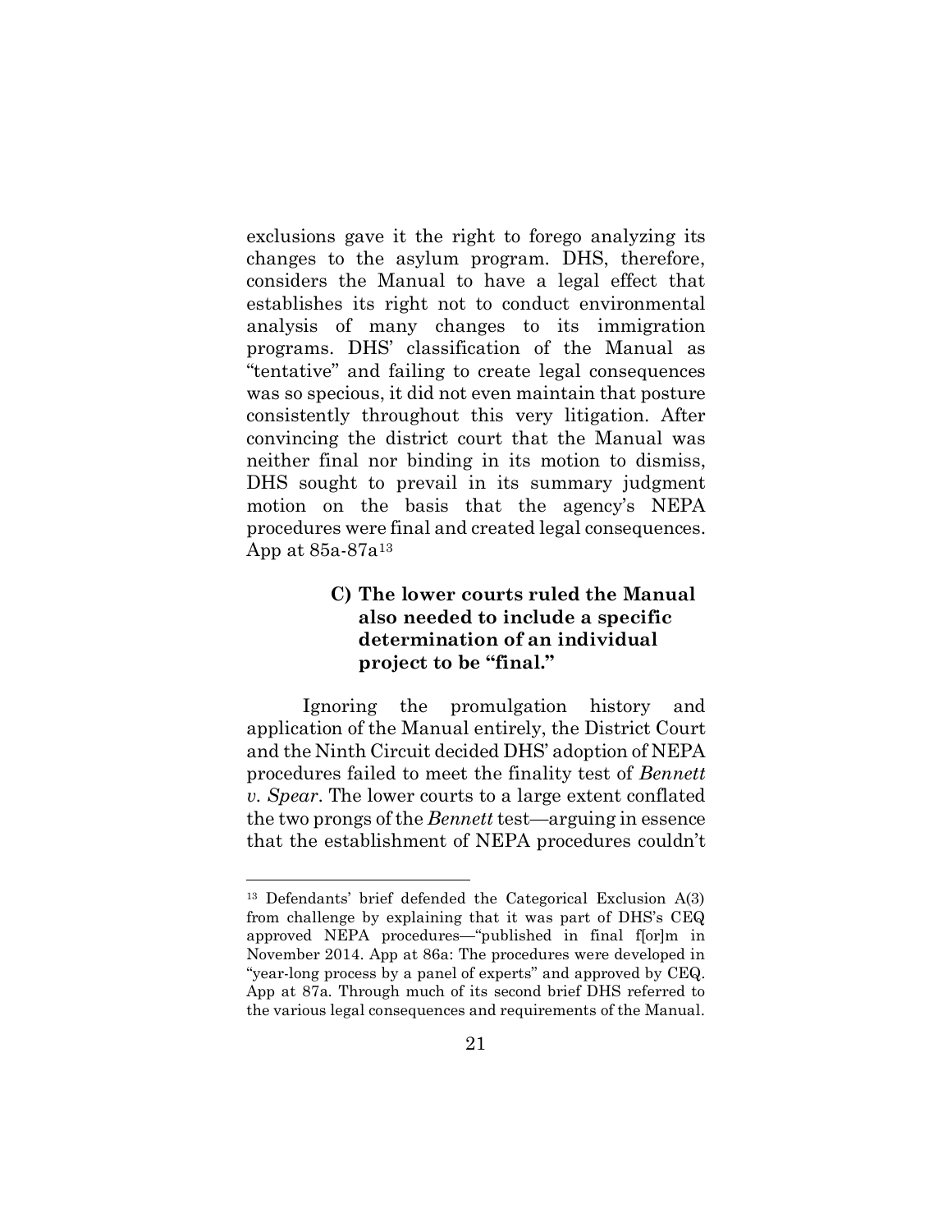exclusions gave it the right to forego analyzing its changes to the asylum program. DHS, therefore, considers the Manual to have a legal effect that establishes its right not to conduct environmental analysis of many changes to its immigration programs. DHS' classification of the Manual as "tentative" and failing to create legal consequences was so specious, it did not even maintain that posture consistently throughout this very litigation. After convincing the district court that the Manual was neither final nor binding in its motion to dismiss, DHS sought to prevail in its summary judgment motion on the basis that the agency's NEPA procedures were final and created legal consequences. App at 85a-87a[13]

### C) The lower courts ruled the Manual also needed to include a specific determination of an individual project to be "final."

Ignoring the promulgation history and application of the Manual entirely, the District Court and the Ninth Circuit decided DHS' adoption of NEPA procedures failed to meet the finality test of *Bennett v. Spear*. The lower courts to a large extent conflated the two prongs of the *Bennett* test—arguing in essence that the establishment of NEPA procedures couldn't

---

[13] Defendants' brief defended the Categorical Exclusion A(3) from challenge by explaining that it was part of DHS's CEQ approved NEPA procedures—"published in final f[or]m in November 2014. App at 86a: The procedures were developed in "year-long process by a panel of experts" and approved by CEQ. App at 87a. Through much of its second brief DHS referred to the various legal consequences and requirements of the Manual.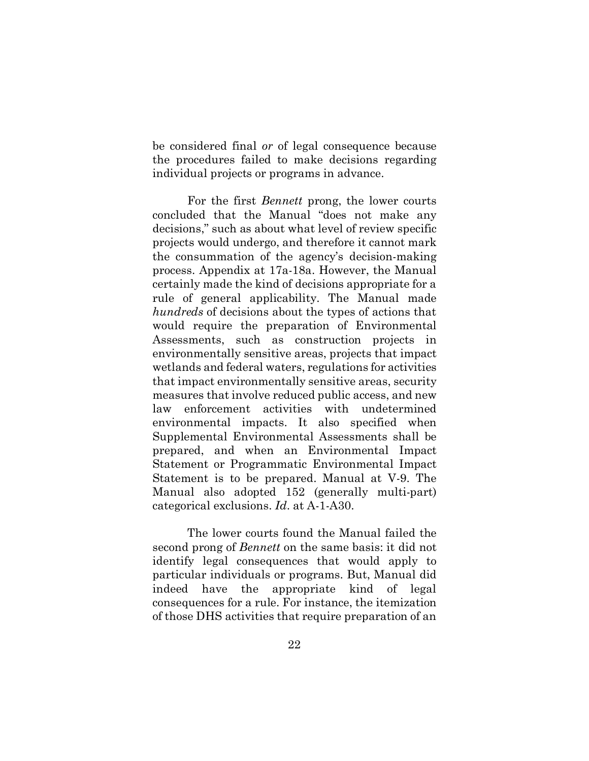be considered final *or* of legal consequence because the procedures failed to make decisions regarding individual projects or programs in advance.

For the first *Bennett* prong, the lower courts concluded that the Manual "does not make any decisions," such as about what level of review specific projects would undergo, and therefore it cannot mark the consummation of the agency's decision-making process. Appendix at 17a-18a. However, the Manual certainly made the kind of decisions appropriate for a rule of general applicability. The Manual made *hundreds* of decisions about the types of actions that would require the preparation of Environmental Assessments, such as construction projects in environmentally sensitive areas, projects that impact wetlands and federal waters, regulations for activities that impact environmentally sensitive areas, security measures that involve reduced public access, and new law enforcement activities with undetermined environmental impacts. It also specified when Supplemental Environmental Assessments shall be prepared, and when an Environmental Impact Statement or Programmatic Environmental Impact Statement is to be prepared. Manual at V-9. The Manual also adopted 152 (generally multi-part) categorical exclusions. *Id*. at A-1-A30.

The lower courts found the Manual failed the second prong of *Bennett* on the same basis: it did not identify legal consequences that would apply to particular individuals or programs. But, Manual did indeed have the appropriate kind of legal consequences for a rule. For instance, the itemization of those DHS activities that require preparation of an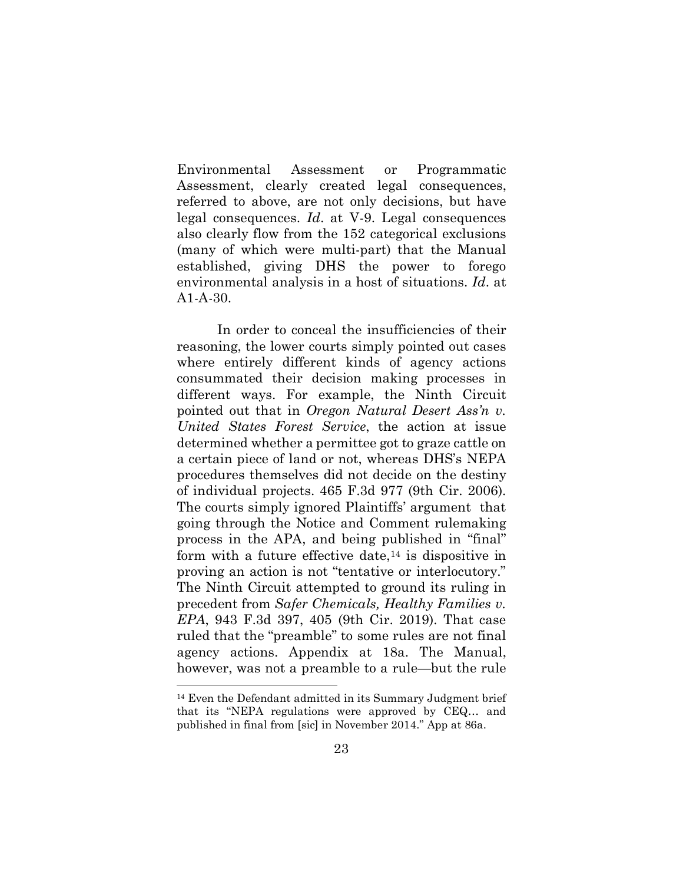Environmental Assessment or Programmatic Assessment, clearly created legal consequences, referred to above, are not only decisions, but have legal consequences. *Id*. at V-9. Legal consequences also clearly flow from the 152 categorical exclusions (many of which were multi-part) that the Manual established, giving DHS the power to forego environmental analysis in a host of situations. *Id*. at A1-A-30.

In order to conceal the insufficiencies of their reasoning, the lower courts simply pointed out cases where entirely different kinds of agency actions consummated their decision making processes in different ways. For example, the Ninth Circuit pointed out that in *Oregon Natural Desert Ass'n v. United States Forest Service*, the action at issue determined whether a permittee got to graze cattle on a certain piece of land or not, whereas DHS's NEPA procedures themselves did not decide on the destiny of individual projects. 465 F.3d 977 (9th Cir. 2006). The courts simply ignored Plaintiffs' argument that going through the Notice and Comment rulemaking process in the APA, and being published in "final" form with a future effective date,[14] is dispositive in proving an action is not "tentative or interlocutory." The Ninth Circuit attempted to ground its ruling in precedent from *Safer Chemicals, Healthy Families v. EPA*, 943 F.3d 397, 405 (9th Cir. 2019). That case ruled that the "preamble" to some rules are not final agency actions. Appendix at 18a. The Manual, however, was not a preamble to a rule—but the rule

[14] Even the Defendant admitted in its Summary Judgment brief that its "NEPA regulations were approved by CEQ… and published in final from [sic] in November 2014." App at 86a.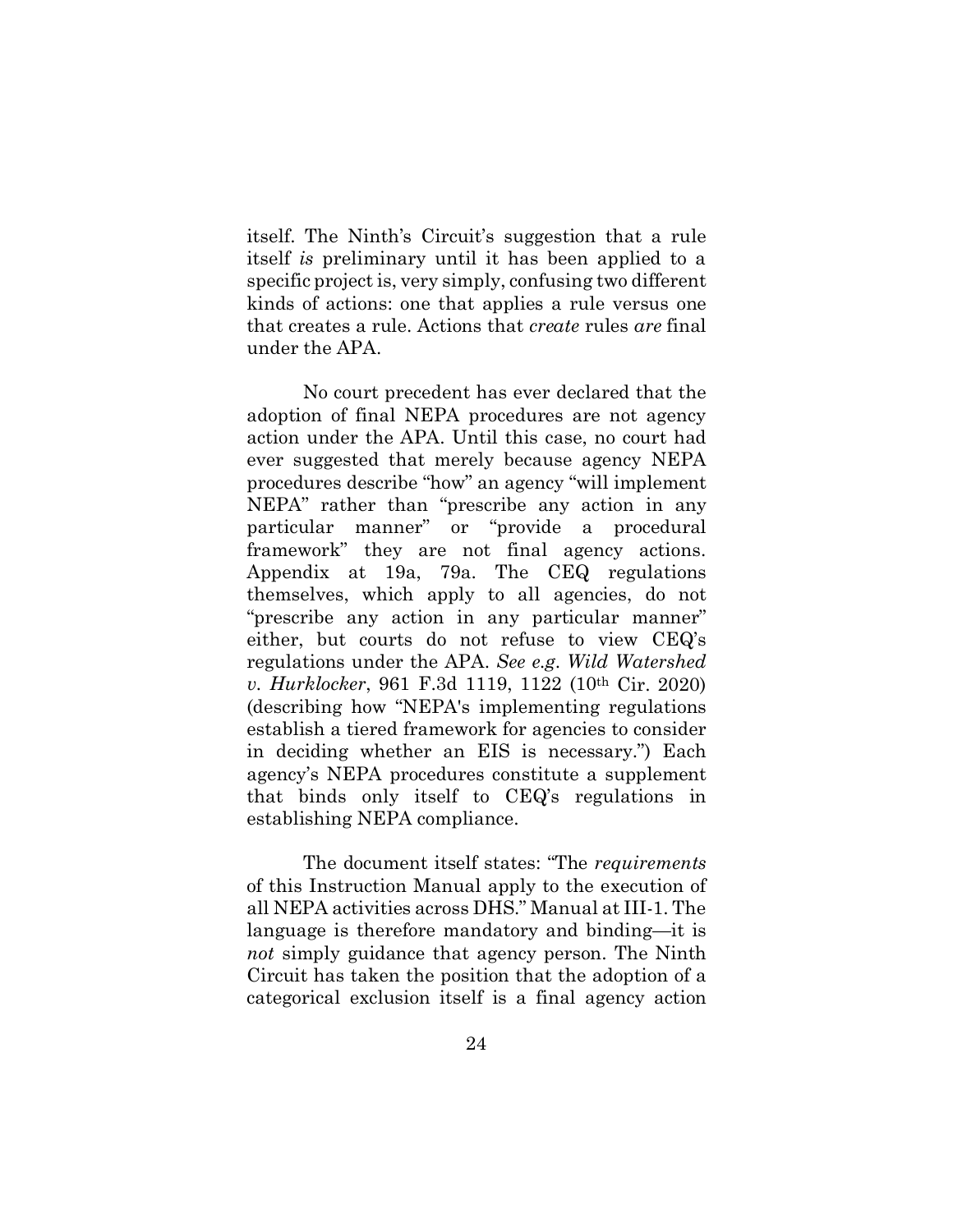itself. The Ninth's Circuit's suggestion that a rule itself *is* preliminary until it has been applied to a specific project is, very simply, confusing two different kinds of actions: one that applies a rule versus one that creates a rule. Actions that *create* rules *are* final under the APA.

No court precedent has ever declared that the adoption of final NEPA procedures are not agency action under the APA. Until this case, no court had ever suggested that merely because agency NEPA procedures describe "how" an agency "will implement NEPA" rather than "prescribe any action in any particular manner" or "provide a procedural framework" they are not final agency actions. Appendix at 19a, 79a. The CEQ regulations themselves, which apply to all agencies, do not "prescribe any action in any particular manner" either, but courts do not refuse to view CEQ's regulations under the APA. *See e.g. Wild Watershed v. Hurklocker*, 961 F.3d 1119, 1122 (10th Cir. 2020) (describing how "NEPA's implementing regulations establish a tiered framework for agencies to consider in deciding whether an EIS is necessary.") Each agency's NEPA procedures constitute a supplement that binds only itself to CEQ's regulations in establishing NEPA compliance.

The document itself states: "The *requirements* of this Instruction Manual apply to the execution of all NEPA activities across DHS." Manual at III-1. The language is therefore mandatory and binding—it is *not* simply guidance that agency person. The Ninth Circuit has taken the position that the adoption of a categorical exclusion itself is a final agency action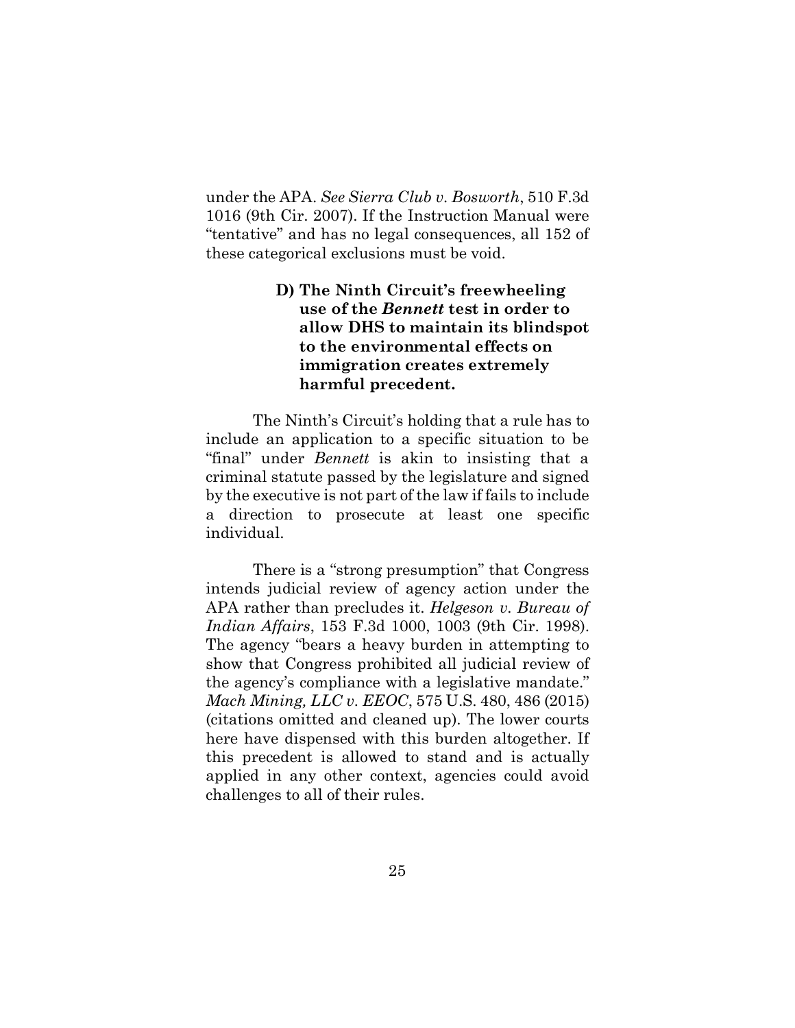under the APA. *See Sierra Club v. Bosworth*, 510 F.3d 1016 (9th Cir. 2007). If the Instruction Manual were "tentative" and has no legal consequences, all 152 of these categorical exclusions must be void.

### D) The Ninth Circuit's freewheeling use of the *Bennett* test in order to allow DHS to maintain its blindspot to the environmental effects on immigration creates extremely harmful precedent.

The Ninth's Circuit's holding that a rule has to include an application to a specific situation to be "final" under *Bennett* is akin to insisting that a criminal statute passed by the legislature and signed by the executive is not part of the law if fails to include a direction to prosecute at least one specific individual.

There is a "strong presumption" that Congress intends judicial review of agency action under the APA rather than precludes it. *Helgeson v. Bureau of Indian Affairs*, 153 F.3d 1000, 1003 (9th Cir. 1998). The agency "bears a heavy burden in attempting to show that Congress prohibited all judicial review of the agency's compliance with a legislative mandate." *Mach Mining, LLC v. EEOC*, 575 U.S. 480, 486 (2015) (citations omitted and cleaned up). The lower courts here have dispensed with this burden altogether. If this precedent is allowed to stand and is actually applied in any other context, agencies could avoid challenges to all of their rules.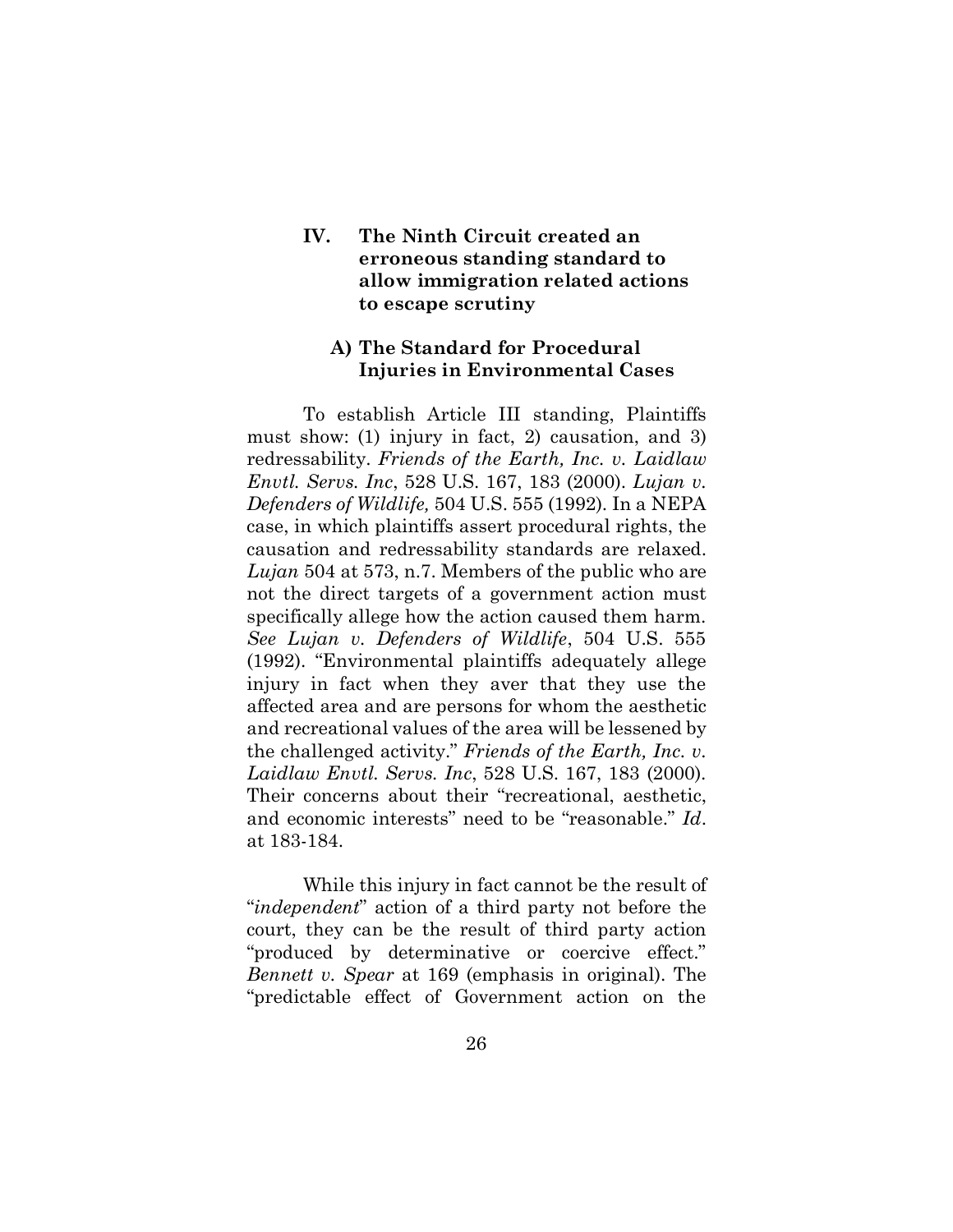## IV. The Ninth Circuit created an erroneous standing standard to allow immigration related actions to escape scrutiny

### A) The Standard for Procedural Injuries in Environmental Cases

To establish Article III standing, Plaintiffs must show: (1) injury in fact, 2) causation, and 3) redressability. *Friends of the Earth, Inc. v. Laidlaw Envtl. Servs. Inc*, 528 U.S. 167, 183 (2000). *Lujan v. Defenders of Wildlife,* 504 U.S. 555 (1992). In a NEPA case, in which plaintiffs assert procedural rights, the causation and redressability standards are relaxed. *Lujan* 504 at 573, n.7. Members of the public who are not the direct targets of a government action must specifically allege how the action caused them harm. *See Lujan v. Defenders of Wildlife*, 504 U.S. 555 (1992). "Environmental plaintiffs adequately allege injury in fact when they aver that they use the affected area and are persons for whom the aesthetic and recreational values of the area will be lessened by the challenged activity." *Friends of the Earth, Inc. v. Laidlaw Envtl. Servs. Inc*, 528 U.S. 167, 183 (2000). Their concerns about their "recreational, aesthetic, and economic interests" need to be "reasonable." *Id*. at 183-184.

While this injury in fact cannot be the result of "*independent*" action of a third party not before the court, they can be the result of third party action "produced by determinative or coercive effect." *Bennett v. Spear* at 169 (emphasis in original). The "predictable effect of Government action on the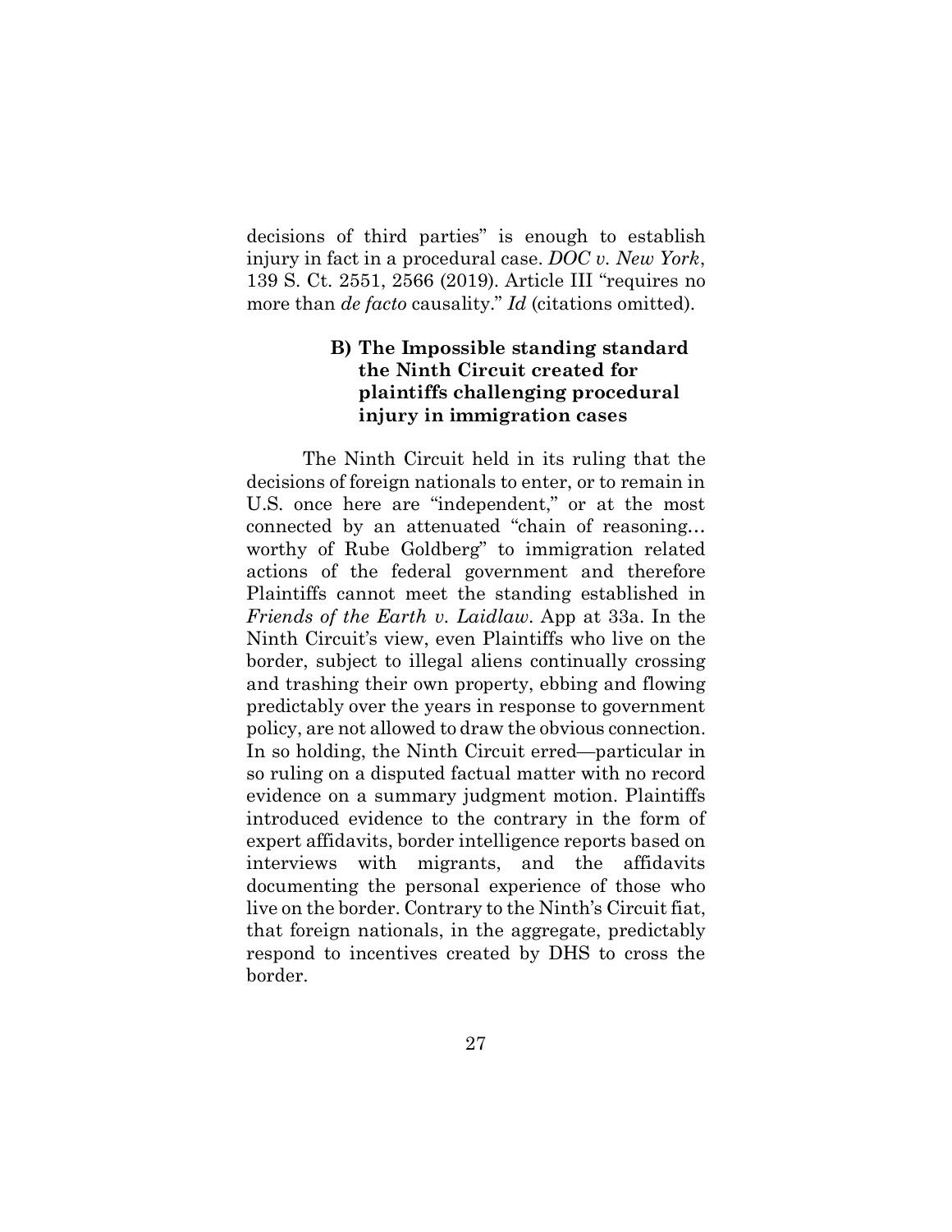decisions of third parties" is enough to establish injury in fact in a procedural case. *DOC v. New York*, 139 S. Ct. 2551, 2566 (2019). Article III "requires no more than *de facto* causality." *Id* (citations omitted).

### B) The Impossible standing standard the Ninth Circuit created for plaintiffs challenging procedural injury in immigration cases

The Ninth Circuit held in its ruling that the decisions of foreign nationals to enter, or to remain in U.S. once here are "independent," or at the most connected by an attenuated "chain of reasoning… worthy of Rube Goldberg" to immigration related actions of the federal government and therefore Plaintiffs cannot meet the standing established in *Friends of the Earth v. Laidlaw*. App at 33a. In the Ninth Circuit's view, even Plaintiffs who live on the border, subject to illegal aliens continually crossing and trashing their own property, ebbing and flowing predictably over the years in response to government policy, are not allowed to draw the obvious connection. In so holding, the Ninth Circuit erred—particular in so ruling on a disputed factual matter with no record evidence on a summary judgment motion. Plaintiffs introduced evidence to the contrary in the form of expert affidavits, border intelligence reports based on interviews with migrants, and the affidavits documenting the personal experience of those who live on the border. Contrary to the Ninth's Circuit fiat, that foreign nationals, in the aggregate, predictably respond to incentives created by DHS to cross the border.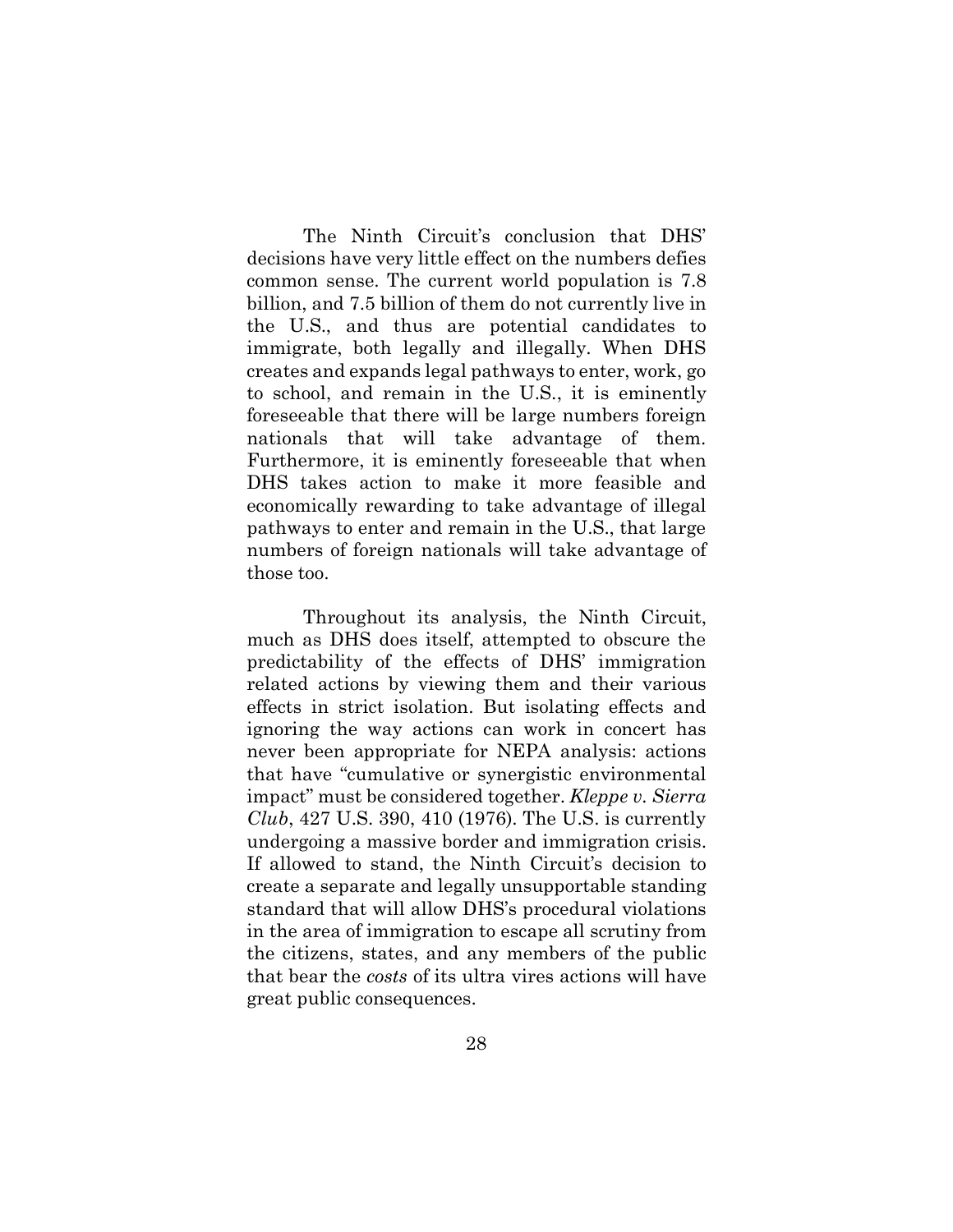The Ninth Circuit's conclusion that DHS' decisions have very little effect on the numbers defies common sense. The current world population is 7.8 billion, and 7.5 billion of them do not currently live in the U.S., and thus are potential candidates to immigrate, both legally and illegally. When DHS creates and expands legal pathways to enter, work, go to school, and remain in the U.S., it is eminently foreseeable that there will be large numbers foreign nationals that will take advantage of them. Furthermore, it is eminently foreseeable that when DHS takes action to make it more feasible and economically rewarding to take advantage of illegal pathways to enter and remain in the U.S., that large numbers of foreign nationals will take advantage of those too.

Throughout its analysis, the Ninth Circuit, much as DHS does itself, attempted to obscure the predictability of the effects of DHS' immigration related actions by viewing them and their various effects in strict isolation. But isolating effects and ignoring the way actions can work in concert has never been appropriate for NEPA analysis: actions that have "cumulative or synergistic environmental impact" must be considered together. *Kleppe v. Sierra Club*, 427 U.S. 390, 410 (1976). The U.S. is currently undergoing a massive border and immigration crisis. If allowed to stand, the Ninth Circuit's decision to create a separate and legally unsupportable standing standard that will allow DHS's procedural violations in the area of immigration to escape all scrutiny from the citizens, states, and any members of the public that bear the *costs* of its ultra vires actions will have great public consequences.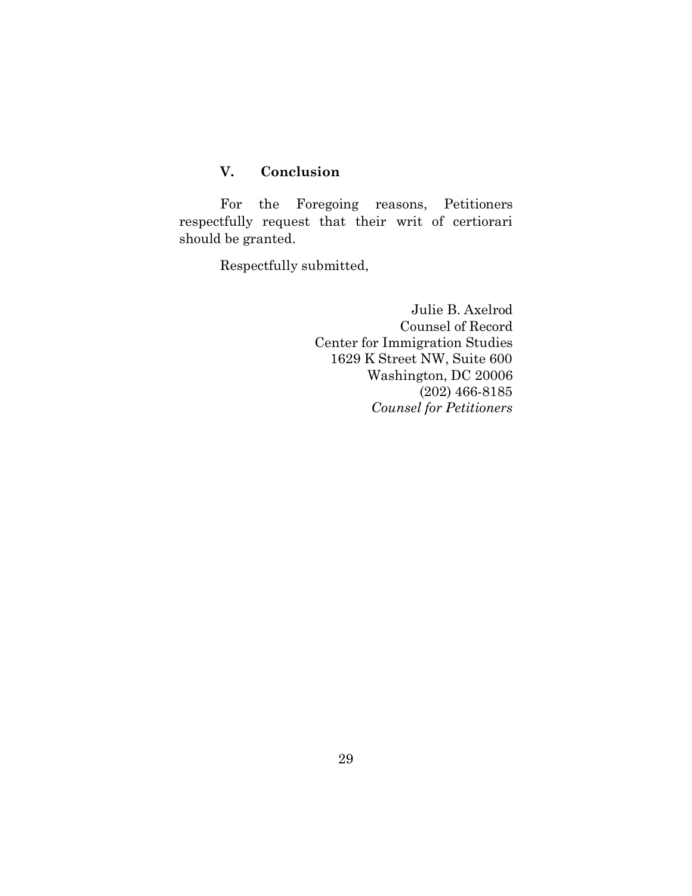## V. Conclusion

For the Foregoing reasons, Petitioners respectfully request that their writ of certiorari should be granted.

Respectfully submitted,

Julie B. Axelrod  
Counsel of Record  
Center for Immigration Studies  
1629 K Street NW, Suite 600  
Washington, DC 20006  
(202) 466-8185  
*Counsel for Petitioners*